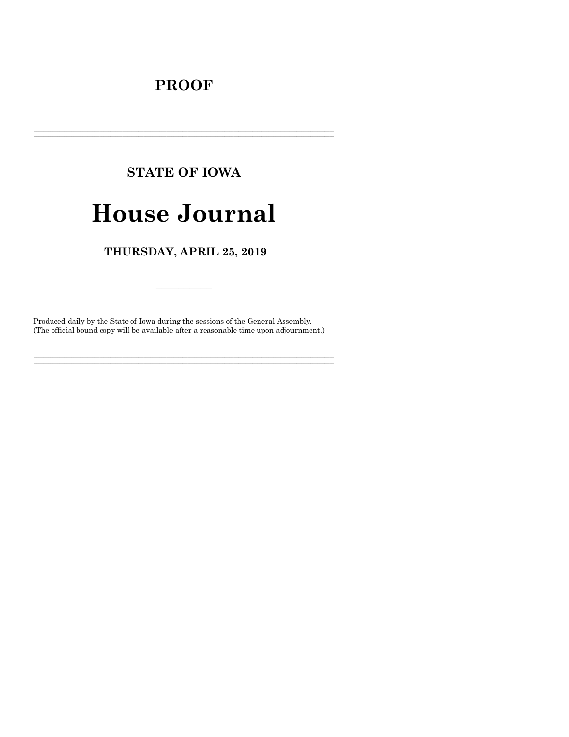# PROOF

---

## STATE OF IOWA

# House Journal

## THURSDAY, APRIL 25, 2019

---

Produced daily by the State of Iowa during the sessions of the General Assembly.
(The official bound copy will be available after a reasonable time upon adjournment.)

---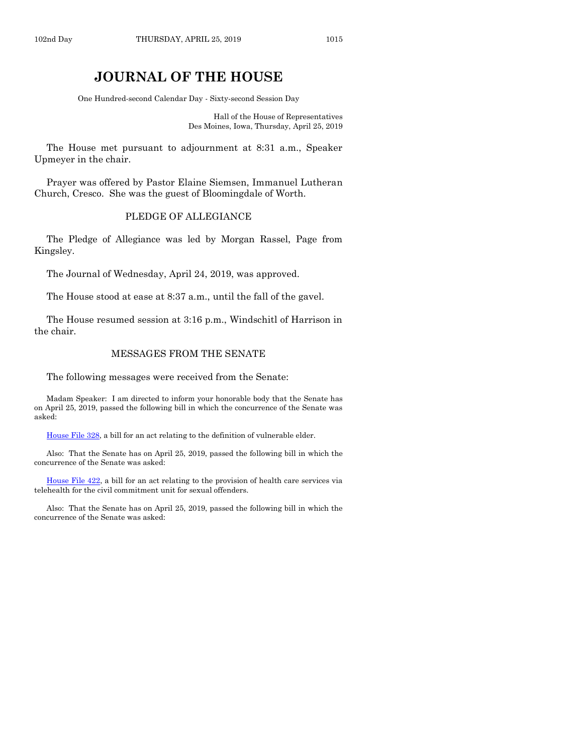# JOURNAL OF THE HOUSE

One Hundred-second Calendar Day - Sixty-second Session Day

Hall of the House of Representatives
Des Moines, Iowa, Thursday, April 25, 2019

The House met pursuant to adjournment at 8:31 a.m., Speaker Upmeyer in the chair.

Prayer was offered by Pastor Elaine Siemsen, Immanuel Lutheran Church, Cresco. She was the guest of Bloomingdale of Worth.

## PLEDGE OF ALLEGIANCE

The Pledge of Allegiance was led by Morgan Rassel, Page from Kingsley.

The Journal of Wednesday, April 24, 2019, was approved.

The House stood at ease at 8:37 a.m., until the fall of the gavel.

The House resumed session at 3:16 p.m., Windschitl of Harrison in the chair.

## MESSAGES FROM THE SENATE

The following messages were received from the Senate:

Madam Speaker: I am directed to inform your honorable body that the Senate has on April 25, 2019, passed the following bill in which the concurrence of the Senate was asked:

House File 328, a bill for an act relating to the definition of vulnerable elder.

Also: That the Senate has on April 25, 2019, passed the following bill in which the concurrence of the Senate was asked:

House File 422, a bill for an act relating to the provision of health care services via telehealth for the civil commitment unit for sexual offenders.

Also: That the Senate has on April 25, 2019, passed the following bill in which the concurrence of the Senate was asked: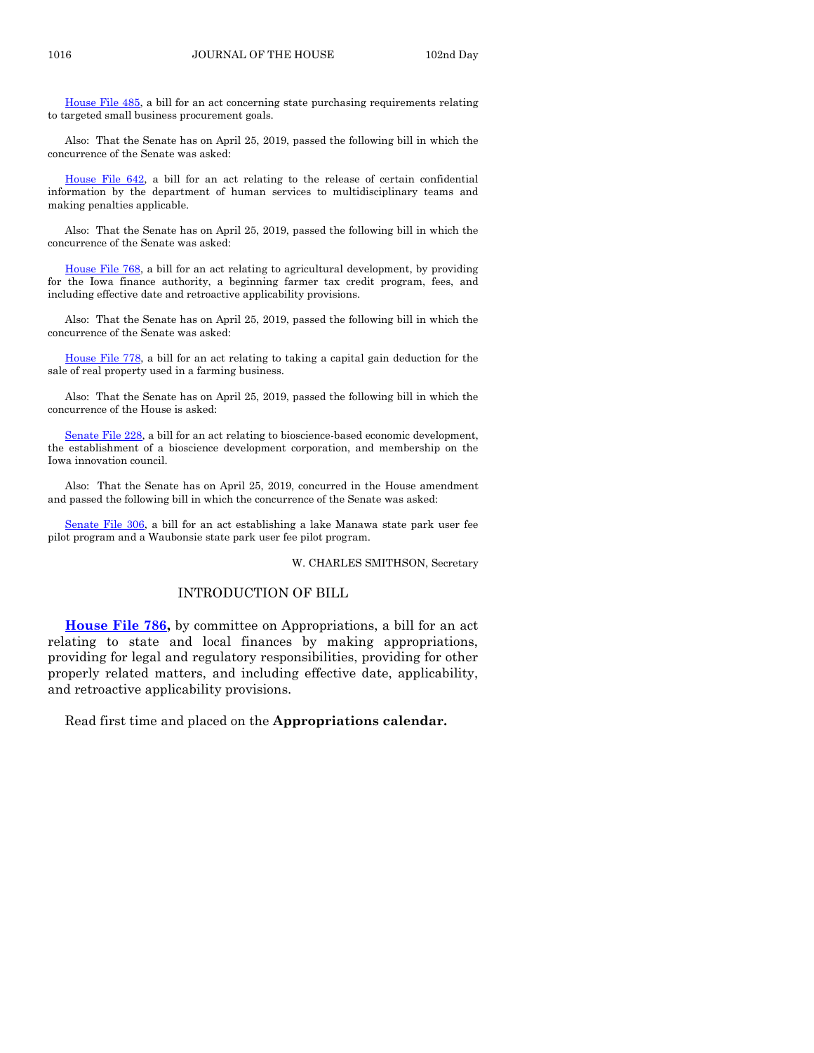House File 485, a bill for an act concerning state purchasing requirements relating to targeted small business procurement goals.

Also: That the Senate has on April 25, 2019, passed the following bill in which the concurrence of the Senate was asked:

House File 642, a bill for an act relating to the release of certain confidential information by the department of human services to multidisciplinary teams and making penalties applicable.

Also: That the Senate has on April 25, 2019, passed the following bill in which the concurrence of the Senate was asked:

House File 768, a bill for an act relating to agricultural development, by providing for the Iowa finance authority, a beginning farmer tax credit program, fees, and including effective date and retroactive applicability provisions.

Also: That the Senate has on April 25, 2019, passed the following bill in which the concurrence of the Senate was asked:

House File 778, a bill for an act relating to taking a capital gain deduction for the sale of real property used in a farming business.

Also: That the Senate has on April 25, 2019, passed the following bill in which the concurrence of the House is asked:

Senate File 228, a bill for an act relating to bioscience-based economic development, the establishment of a bioscience development corporation, and membership on the Iowa innovation council.

Also: That the Senate has on April 25, 2019, concurred in the House amendment and passed the following bill in which the concurrence of the Senate was asked:

Senate File 306, a bill for an act establishing a lake Manawa state park user fee pilot program and a Waubonsie state park user fee pilot program.

W. CHARLES SMITHSON, Secretary

## INTRODUCTION OF BILL

**House File 786,** by committee on Appropriations, a bill for an act relating to state and local finances by making appropriations, providing for legal and regulatory responsibilities, providing for other properly related matters, and including effective date, applicability, and retroactive applicability provisions.

Read first time and placed on the **Appropriations calendar.**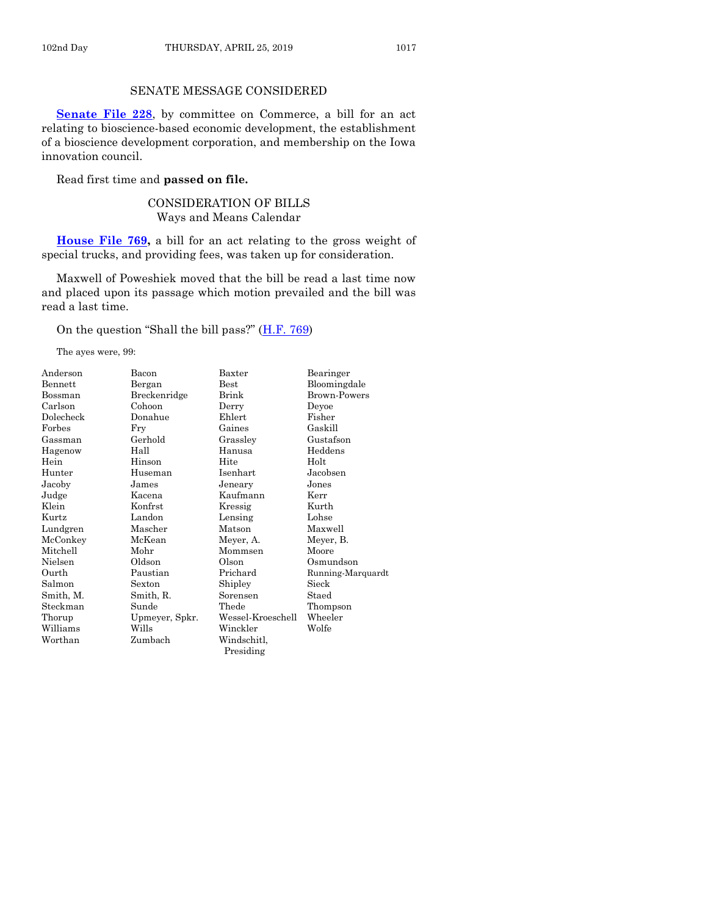## SENATE MESSAGE CONSIDERED

**Senate File 228**, by committee on Commerce, a bill for an act relating to bioscience-based economic development, the establishment of a bioscience development corporation, and membership on the Iowa innovation council.

Read first time and **passed on file.**

## CONSIDERATION OF BILLS
### Ways and Means Calendar

**House File 769,** a bill for an act relating to the gross weight of special trucks, and providing fees, was taken up for consideration.

Maxwell of Poweshiek moved that the bill be read a last time now and placed upon its passage which motion prevailed and the bill was read a last time.

On the question "Shall the bill pass?" (H.F. 769)

The ayes were, 99:

| | | | |
|---|---|---|---|
| Anderson | Bacon | Baxter | Bearinger |
| Bennett | Bergan | Best | Bloomingdale |
| Bossman | Breckenridge | Brink | Brown-Powers |
| Carlson | Cohoon | Derry | Deyoe |
| Dolecheck | Donahue | Ehlert | Fisher |
| Forbes | Fry | Gaines | Gaskill |
| Gassman | Gerhold | Grassley | Gustafson |
| Hagenow | Hall | Hanusa | Heddens |
| Hein | Hinson | Hite | Holt |
| Hunter | Huseman | Isenhart | Jacobsen |
| Jacoby | James | Jeneary | Jones |
| Judge | Kacena | Kaufmann | Kerr |
| Klein | Konfrst | Kressig | Kurth |
| Kurtz | Landon | Lensing | Lohse |
| Lundgren | Mascher | Matson | Maxwell |
| McConkey | McKean | Meyer, A. | Meyer, B. |
| Mitchell | Mohr | Mommsen | Moore |
| Nielsen | Oldson | Olson | Osmundson |
| Ourth | Paustian | Prichard | Running-Marquardt |
| Salmon | Sexton | Shipley | Sieck |
| Smith, M. | Smith, R. | Sorensen | Staed |
| Steckman | Sunde | Thede | Thompson |
| Thorup | Upmeyer, Spkr. | Wessel-Kroeschell | Wheeler |
| Williams | Wills | Winckler | Wolfe |
| Worthan | Zumbach | Windschitl, Presiding | |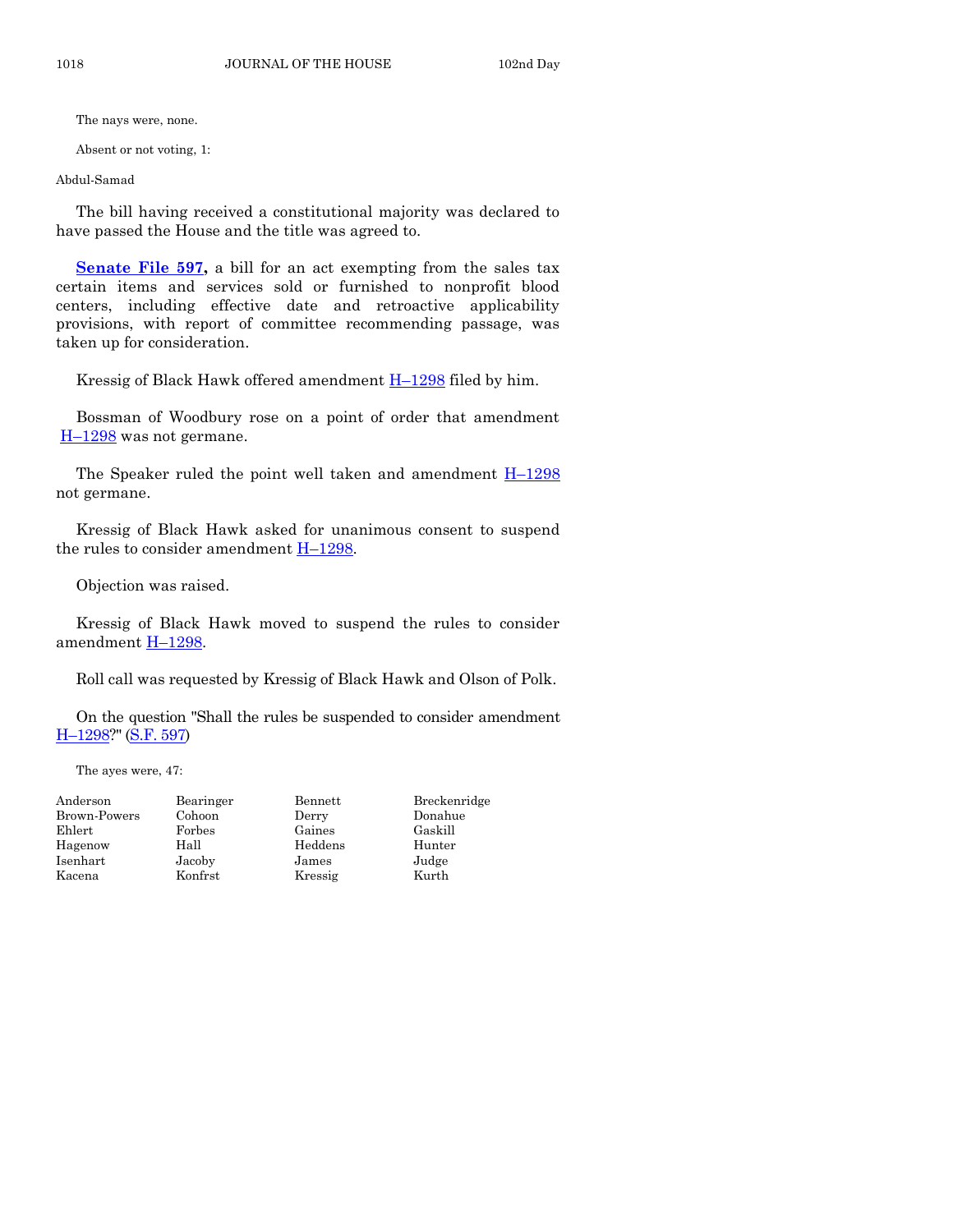The nays were, none.

Absent or not voting, 1:

Abdul-Samad

The bill having received a constitutional majority was declared to have passed the House and the title was agreed to.

**Senate File 597,** a bill for an act exempting from the sales tax certain items and services sold or furnished to nonprofit blood centers, including effective date and retroactive applicability provisions, with report of committee recommending passage, was taken up for consideration.

Kressig of Black Hawk offered amendment H–1298 filed by him.

Bossman of Woodbury rose on a point of order that amendment H–1298 was not germane.

The Speaker ruled the point well taken and amendment H–1298 not germane.

Kressig of Black Hawk asked for unanimous consent to suspend the rules to consider amendment H–1298.

Objection was raised.

Kressig of Black Hawk moved to suspend the rules to consider amendment H–1298.

Roll call was requested by Kressig of Black Hawk and Olson of Polk.

On the question "Shall the rules be suspended to consider amendment H–1298?" (S.F. 597)

The ayes were, 47:

| | | | |
|---|---|---|---|
| Anderson | Bearinger | Bennett | Breckenridge |
| Brown-Powers | Cohoon | Derry | Donahue |
| Ehlert | Forbes | Gaines | Gaskill |
| Hagenow | Hall | Heddens | Hunter |
| Isenhart | Jacoby | James | Judge |
| Kacena | Konfrst | Kressig | Kurth |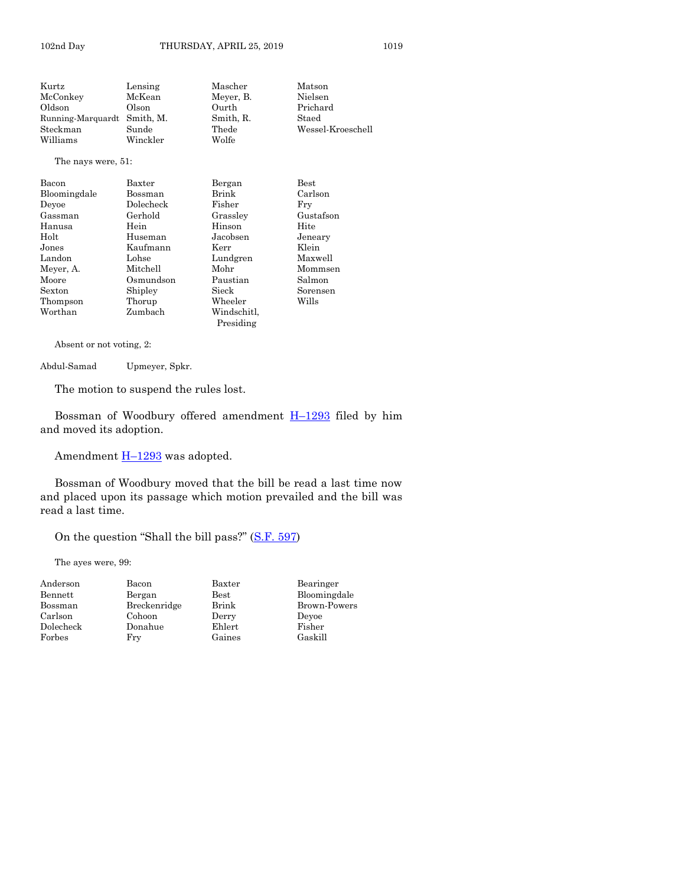| | | | |
|---|---|---|---|
| Kurtz | Lensing | Mascher | Matson |
| McConkey | McKean | Meyer, B. | Nielsen |
| Oldson | Olson | Ourth | Prichard |
| Running-Marquardt | Smith, M. | Smith, R. | Staed |
| Steckman | Sunde | Thede | Wessel-Kroeschell |
| Williams | Winckler | Wolfe | |

The nays were, 51:

| | | | |
|---|---|---|---|
| Bacon | Baxter | Bergan | Best |
| Bloomingdale | Bossman | Brink | Carlson |
| Deyoe | Dolecheck | Fisher | Fry |
| Gassman | Gerhold | Grassley | Gustafson |
| Hanusa | Hein | Hinson | Hite |
| Holt | Huseman | Jacobsen | Jeneary |
| Jones | Kaufmann | Kerr | Klein |
| Landon | Lohse | Lundgren | Maxwell |
| Meyer, A. | Mitchell | Mohr | Mommsen |
| Moore | Osmundson | Paustian | Salmon |
| Sexton | Shipley | Sieck | Sorensen |
| Thompson | Thorup | Wheeler | Wills |
| Worthan | Zumbach | Windschitl, Presiding | |

Absent or not voting, 2:

| | |
|---|---|
| Abdul-Samad | Upmeyer, Spkr. |

The motion to suspend the rules lost.

Bossman of Woodbury offered amendment H–1293 filed by him and moved its adoption.

Amendment H–1293 was adopted.

Bossman of Woodbury moved that the bill be read a last time now and placed upon its passage which motion prevailed and the bill was read a last time.

On the question "Shall the bill pass?" (S.F. 597)

The ayes were, 99:

| | | | |
|---|---|---|---|
| Anderson | Bacon | Baxter | Bearinger |
| Bennett | Bergan | Best | Bloomingdale |
| Bossman | Breckenridge | Brink | Brown-Powers |
| Carlson | Cohoon | Derry | Deyoe |
| Dolecheck | Donahue | Ehlert | Fisher |
| Forbes | Fry | Gaines | Gaskill |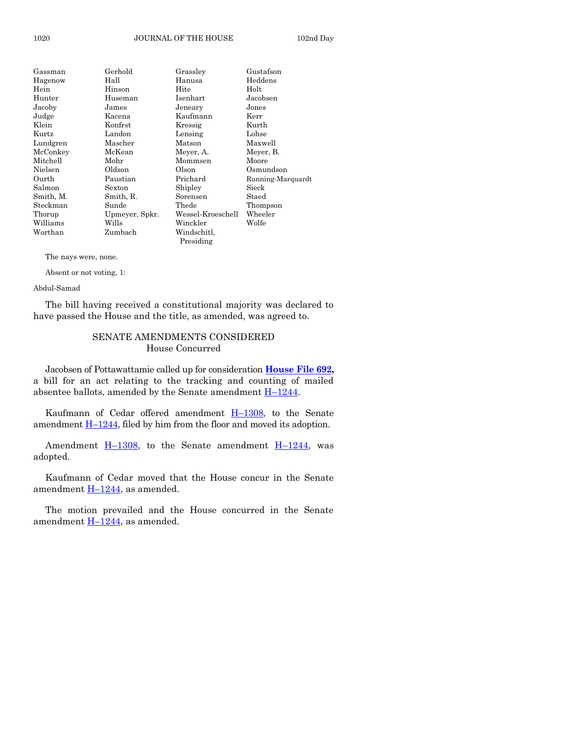| | | | |
|---|---|---|---|
| Gassman | Gerhold | Grassley | Gustafson |
| Hagenow | Hall | Hanusa | Heddens |
| Hein | Hinson | Hite | Holt |
| Hunter | Huseman | Isenhart | Jacobsen |
| Jacoby | James | Jeneary | Jones |
| Judge | Kacena | Kaufmann | Kerr |
| Klein | Konfrst | Kressig | Kurth |
| Kurtz | Landon | Lensing | Lohse |
| Lundgren | Mascher | Matson | Maxwell |
| McConkey | McKean | Meyer, A. | Meyer, B. |
| Mitchell | Mohr | Mommsen | Moore |
| Nielsen | Oldson | Olson | Osmundson |
| Ourth | Paustian | Prichard | Running-Marquardt |
| Salmon | Sexton | Shipley | Sieck |
| Smith, M. | Smith, R. | Sorensen | Staed |
| Steckman | Sunde | Thede | Thompson |
| Thorup | Upmeyer, Spkr. | Wessel-Kroeschell | Wheeler |
| Williams | Wills | Winckler | Wolfe |
| Worthan | Zumbach | Windschitl, Presiding | |

The nays were, none.

Absent or not voting, 1:

Abdul-Samad

The bill having received a constitutional majority was declared to have passed the House and the title, as amended, was agreed to.

## SENATE AMENDMENTS CONSIDERED
### House Concurred

Jacobsen of Pottawattamie called up for consideration **House File 692,** a bill for an act relating to the tracking and counting of mailed absentee ballots, amended by the Senate amendment H–1244.

Kaufmann of Cedar offered amendment H–1308, to the Senate amendment H–1244, filed by him from the floor and moved its adoption.

Amendment H–1308, to the Senate amendment H–1244, was adopted.

Kaufmann of Cedar moved that the House concur in the Senate amendment H–1244, as amended.

The motion prevailed and the House concurred in the Senate amendment H–1244, as amended.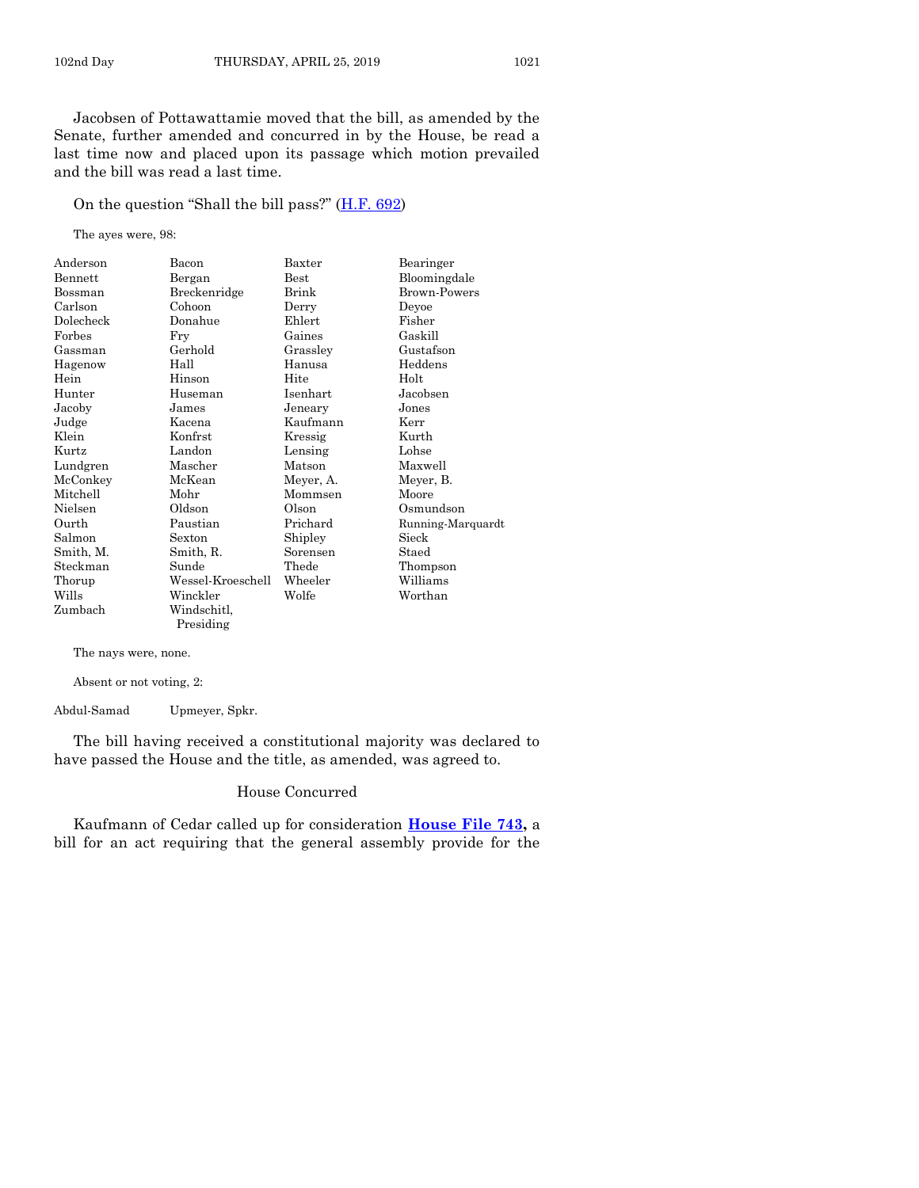Jacobsen of Pottawattamie moved that the bill, as amended by the Senate, further amended and concurred in by the House, be read a last time now and placed upon its passage which motion prevailed and the bill was read a last time.

On the question "Shall the bill pass?" (H.F. 692)

The ayes were, 98:

| | | | |
|---|---|---|---|
| Anderson | Bacon | Baxter | Bearinger |
| Bennett | Bergan | Best | Bloomingdale |
| Bossman | Breckenridge | Brink | Brown-Powers |
| Carlson | Cohoon | Derry | Deyoe |
| Dolecheck | Donahue | Ehlert | Fisher |
| Forbes | Fry | Gaines | Gaskill |
| Gassman | Gerhold | Grassley | Gustafson |
| Hagenow | Hall | Hanusa | Heddens |
| Hein | Hinson | Hite | Holt |
| Hunter | Huseman | Isenhart | Jacobsen |
| Jacoby | James | Jeneary | Jones |
| Judge | Kacena | Kaufmann | Kerr |
| Klein | Konfrst | Kressig | Kurth |
| Kurtz | Landon | Lensing | Lohse |
| Lundgren | Mascher | Matson | Maxwell |
| McConkey | McKean | Meyer, A. | Meyer, B. |
| Mitchell | Mohr | Mommsen | Moore |
| Nielsen | Oldson | Olson | Osmundson |
| Ourth | Paustian | Prichard | Running-Marquardt |
| Salmon | Sexton | Shipley | Sieck |
| Smith, M. | Smith, R. | Sorensen | Staed |
| Steckman | Sunde | Thede | Thompson |
| Thorup | Wessel-Kroeschell | Wheeler | Williams |
| Wills | Winckler | Wolfe | Worthan |
| Zumbach | Windschitl, Presiding | | |

The nays were, none.

Absent or not voting, 2:

| | |
|---|---|
| Abdul-Samad | Upmeyer, Spkr. |

The bill having received a constitutional majority was declared to have passed the House and the title, as amended, was agreed to.

## House Concurred

Kaufmann of Cedar called up for consideration **House File 743,** a bill for an act requiring that the general assembly provide for the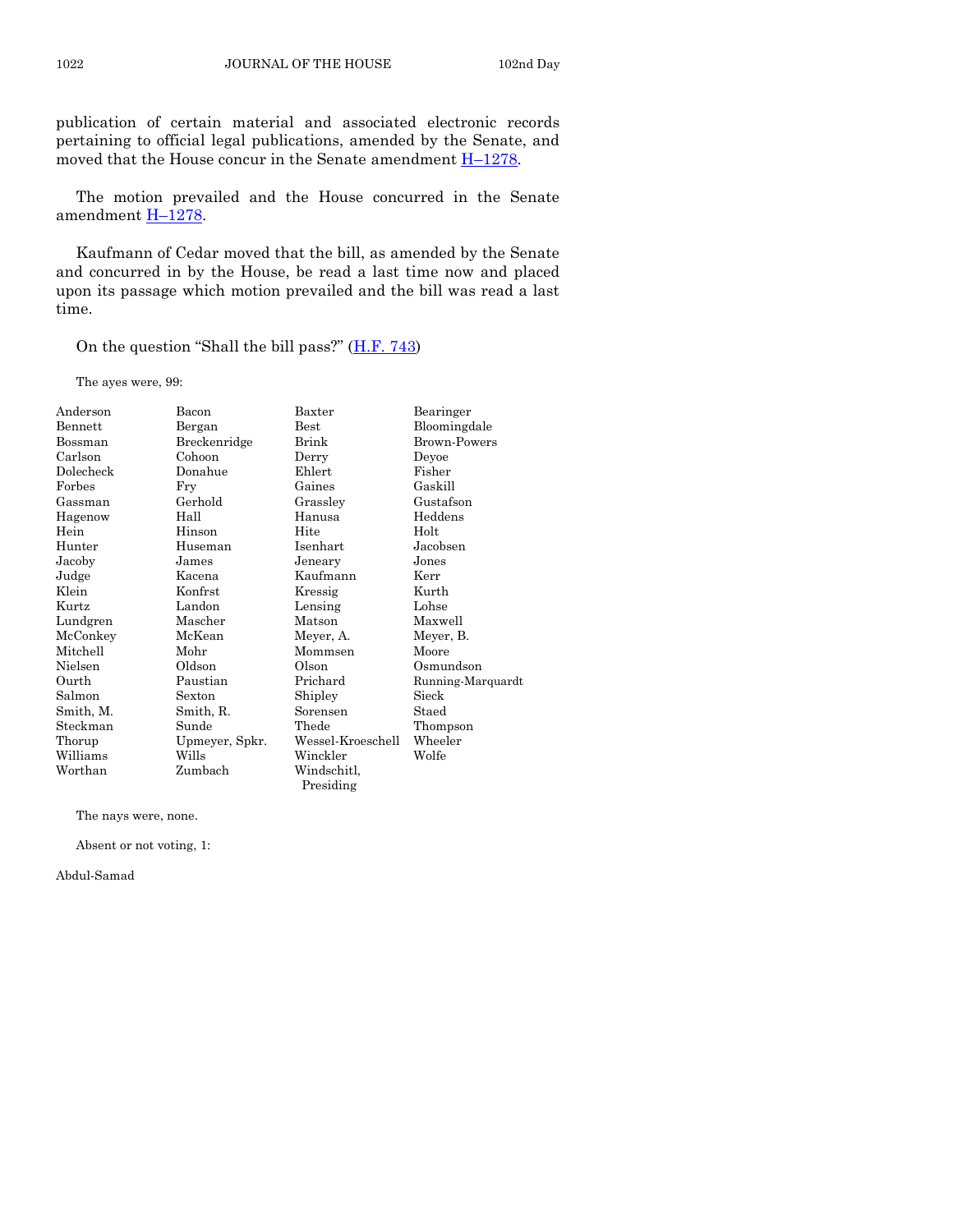publication of certain material and associated electronic records pertaining to official legal publications, amended by the Senate, and moved that the House concur in the Senate amendment H–1278.

The motion prevailed and the House concurred in the Senate amendment H–1278.

Kaufmann of Cedar moved that the bill, as amended by the Senate and concurred in by the House, be read a last time now and placed upon its passage which motion prevailed and the bill was read a last time.

On the question "Shall the bill pass?" (H.F. 743)

The ayes were, 99:

| | | | |
|---|---|---|---|
| Anderson | Bacon | Baxter | Bearinger |
| Bennett | Bergan | Best | Bloomingdale |
| Bossman | Breckenridge | Brink | Brown-Powers |
| Carlson | Cohoon | Derry | Deyoe |
| Dolecheck | Donahue | Ehlert | Fisher |
| Forbes | Fry | Gaines | Gaskill |
| Gassman | Gerhold | Grassley | Gustafson |
| Hagenow | Hall | Hanusa | Heddens |
| Hein | Hinson | Hite | Holt |
| Hunter | Huseman | Isenhart | Jacobsen |
| Jacoby | James | Jeneary | Jones |
| Judge | Kacena | Kaufmann | Kerr |
| Klein | Konfrst | Kressig | Kurth |
| Kurtz | Landon | Lensing | Lohse |
| Lundgren | Mascher | Matson | Maxwell |
| McConkey | McKean | Meyer, A. | Meyer, B. |
| Mitchell | Mohr | Mommsen | Moore |
| Nielsen | Oldson | Olson | Osmundson |
| Ourth | Paustian | Prichard | Running-Marquardt |
| Salmon | Sexton | Shipley | Sieck |
| Smith, M. | Smith, R. | Sorensen | Staed |
| Steckman | Sunde | Thede | Thompson |
| Thorup | Upmeyer, Spkr. | Wessel-Kroeschell | Wheeler |
| Williams | Wills | Winckler | Wolfe |
| Worthan | Zumbach | Windschitl, Presiding | |

The nays were, none.

Absent or not voting, 1:

Abdul-Samad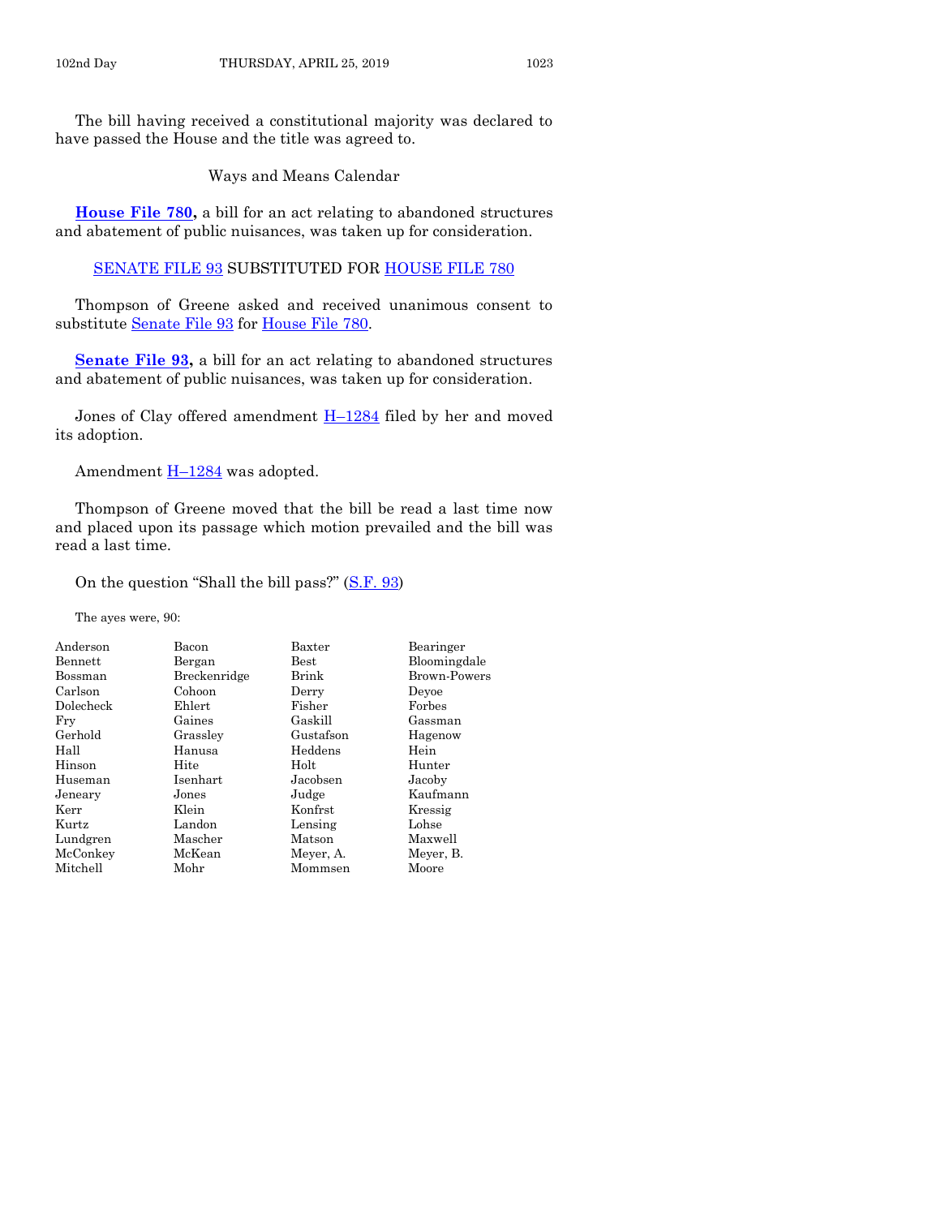The bill having received a constitutional majority was declared to have passed the House and the title was agreed to.

Ways and Means Calendar

**House File 780,** a bill for an act relating to abandoned structures and abatement of public nuisances, was taken up for consideration.

SENATE FILE 93 SUBSTITUTED FOR HOUSE FILE 780

Thompson of Greene asked and received unanimous consent to substitute Senate File 93 for House File 780.

**Senate File 93,** a bill for an act relating to abandoned structures and abatement of public nuisances, was taken up for consideration.

Jones of Clay offered amendment H–1284 filed by her and moved its adoption.

Amendment H–1284 was adopted.

Thompson of Greene moved that the bill be read a last time now and placed upon its passage which motion prevailed and the bill was read a last time.

On the question "Shall the bill pass?" (S.F. 93)

The ayes were, 90:

| | | | |
|---|---|---|---|
| Anderson | Bacon | Baxter | Bearinger |
| Bennett | Bergan | Best | Bloomingdale |
| Bossman | Breckenridge | Brink | Brown-Powers |
| Carlson | Cohoon | Derry | Deyoe |
| Dolecheck | Ehlert | Fisher | Forbes |
| Fry | Gaines | Gaskill | Gassman |
| Gerhold | Grassley | Gustafson | Hagenow |
| Hall | Hanusa | Heddens | Hein |
| Hinson | Hite | Holt | Hunter |
| Huseman | Isenhart | Jacobsen | Jacoby |
| Jeneary | Jones | Judge | Kaufmann |
| Kerr | Klein | Konfrst | Kressig |
| Kurtz | Landon | Lensing | Lohse |
| Lundgren | Mascher | Matson | Maxwell |
| McConkey | McKean | Meyer, A. | Meyer, B. |
| Mitchell | Mohr | Mommsen | Moore |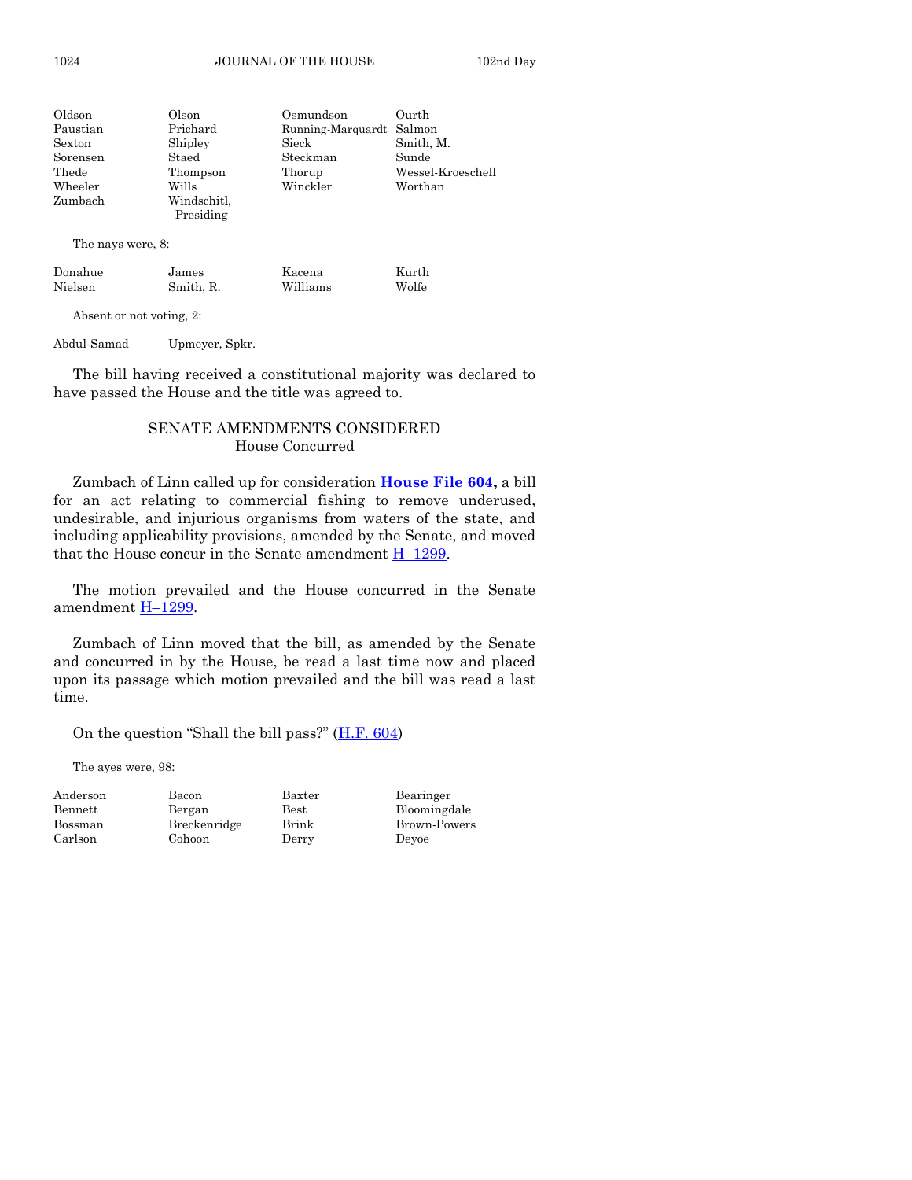| | | | |
|---|---|---|---|
| Oldson | Olson | Osmundson | Ourth |
| Paustian | Prichard | Running-Marquardt | Salmon |
| Sexton | Shipley | Sieck | Smith, M. |
| Sorensen | Staed | Steckman | Sunde |
| Thede | Thompson | Thorup | Wessel-Kroeschell |
| Wheeler | Wills | Winckler | Worthan |
| Zumbach | Windschitl, Presiding | | |

The nays were, 8:

| | | | |
|---|---|---|---|
| Donahue | James | Kacena | Kurth |
| Nielsen | Smith, R. | Williams | Wolfe |

Absent or not voting, 2:

| | |
|---|---|
| Abdul-Samad | Upmeyer, Spkr. |

The bill having received a constitutional majority was declared to have passed the House and the title was agreed to.

## SENATE AMENDMENTS CONSIDERED
### House Concurred

Zumbach of Linn called up for consideration **House File 604,** a bill for an act relating to commercial fishing to remove underused, undesirable, and injurious organisms from waters of the state, and including applicability provisions, amended by the Senate, and moved that the House concur in the Senate amendment H–1299.

The motion prevailed and the House concurred in the Senate amendment H–1299.

Zumbach of Linn moved that the bill, as amended by the Senate and concurred in by the House, be read a last time now and placed upon its passage which motion prevailed and the bill was read a last time.

On the question "Shall the bill pass?" (H.F. 604)

The ayes were, 98:

| | | | |
|---|---|---|---|
| Anderson | Bacon | Baxter | Bearinger |
| Bennett | Bergan | Best | Bloomingdale |
| Bossman | Breckenridge | Brink | Brown-Powers |
| Carlson | Cohoon | Derry | Deyoe |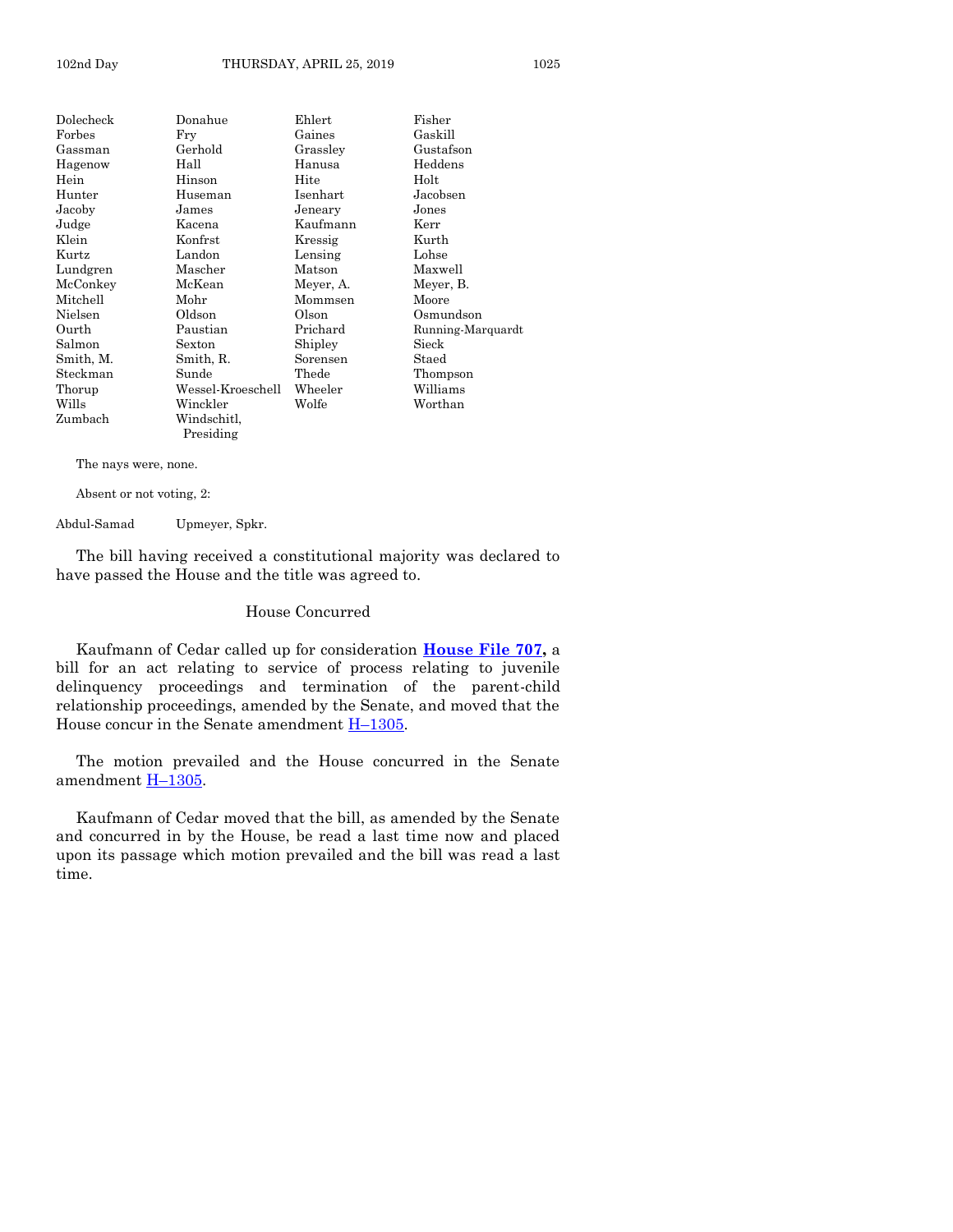| | | | |
|---|---|---|---|
| Dolecheck | Donahue | Ehlert | Fisher |
| Forbes | Fry | Gaines | Gaskill |
| Gassman | Gerhold | Grassley | Gustafson |
| Hagenow | Hall | Hanusa | Heddens |
| Hein | Hinson | Hite | Holt |
| Hunter | Huseman | Isenhart | Jacobsen |
| Jacoby | James | Jeneary | Jones |
| Judge | Kacena | Kaufmann | Kerr |
| Klein | Konfrst | Kressig | Kurth |
| Kurtz | Landon | Lensing | Lohse |
| Lundgren | Mascher | Matson | Maxwell |
| McConkey | McKean | Meyer, A. | Meyer, B. |
| Mitchell | Mohr | Mommsen | Moore |
| Nielsen | Oldson | Olson | Osmundson |
| Ourth | Paustian | Prichard | Running-Marquardt |
| Salmon | Sexton | Shipley | Sieck |
| Smith, M. | Smith, R. | Sorensen | Staed |
| Steckman | Sunde | Thede | Thompson |
| Thorup | Wessel-Kroeschell | Wheeler | Williams |
| Wills | Winckler | Wolfe | Worthan |
| Zumbach | Windschitl, Presiding | | |

The nays were, none.

Absent or not voting, 2:

| | |
|---|---|
| Abdul-Samad | Upmeyer, Spkr. |

The bill having received a constitutional majority was declared to have passed the House and the title was agreed to.

## House Concurred

Kaufmann of Cedar called up for consideration **House File 707,** a bill for an act relating to service of process relating to juvenile delinquency proceedings and termination of the parent-child relationship proceedings, amended by the Senate, and moved that the House concur in the Senate amendment H–1305.

The motion prevailed and the House concurred in the Senate amendment H–1305.

Kaufmann of Cedar moved that the bill, as amended by the Senate and concurred in by the House, be read a last time now and placed upon its passage which motion prevailed and the bill was read a last time.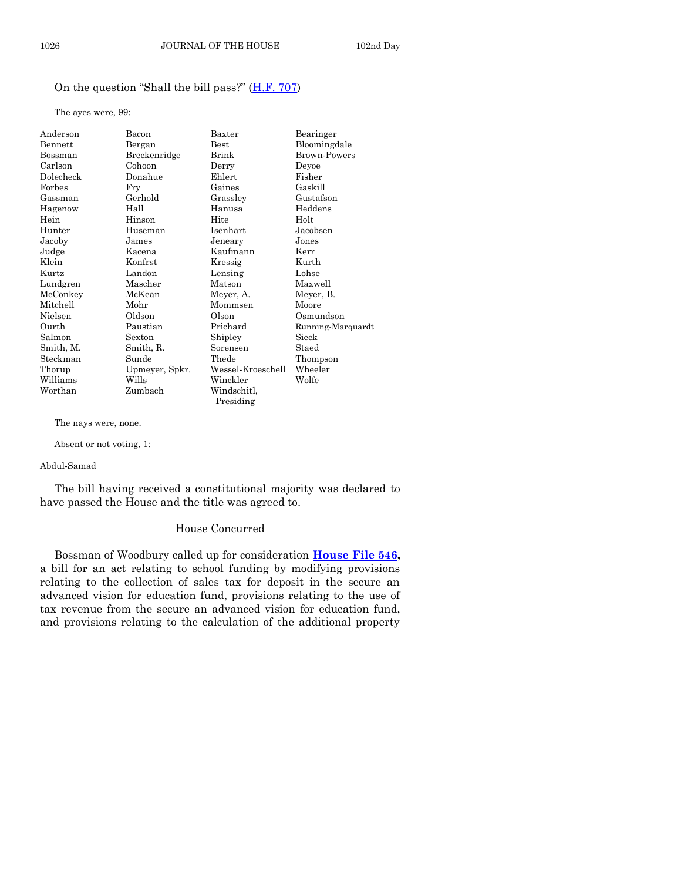On the question "Shall the bill pass?" (H.F. 707)

The ayes were, 99:

| | | | |
|---|---|---|---|
| Anderson | Bacon | Baxter | Bearinger |
| Bennett | Bergan | Best | Bloomingdale |
| Bossman | Breckenridge | Brink | Brown-Powers |
| Carlson | Cohoon | Derry | Deyoe |
| Dolecheck | Donahue | Ehlert | Fisher |
| Forbes | Fry | Gaines | Gaskill |
| Gassman | Gerhold | Grassley | Gustafson |
| Hagenow | Hall | Hanusa | Heddens |
| Hein | Hinson | Hite | Holt |
| Hunter | Huseman | Isenhart | Jacobsen |
| Jacoby | James | Jeneary | Jones |
| Judge | Kacena | Kaufmann | Kerr |
| Klein | Konfrst | Kressig | Kurth |
| Kurtz | Landon | Lensing | Lohse |
| Lundgren | Mascher | Matson | Maxwell |
| McConkey | McKean | Meyer, A. | Meyer, B. |
| Mitchell | Mohr | Mommsen | Moore |
| Nielsen | Oldson | Olson | Osmundson |
| Ourth | Paustian | Prichard | Running-Marquardt |
| Salmon | Sexton | Shipley | Sieck |
| Smith, M. | Smith, R. | Sorensen | Staed |
| Steckman | Sunde | Thede | Thompson |
| Thorup | Upmeyer, Spkr. | Wessel-Kroeschell | Wheeler |
| Williams | Wills | Winckler | Wolfe |
| Worthan | Zumbach | Windschitl, Presiding | |

The nays were, none.

Absent or not voting, 1:

Abdul-Samad

The bill having received a constitutional majority was declared to have passed the House and the title was agreed to.

## House Concurred

Bossman of Woodbury called up for consideration **House File 546,** a bill for an act relating to school funding by modifying provisions relating to the collection of sales tax for deposit in the secure an advanced vision for education fund, provisions relating to the use of tax revenue from the secure an advanced vision for education fund, and provisions relating to the calculation of the additional property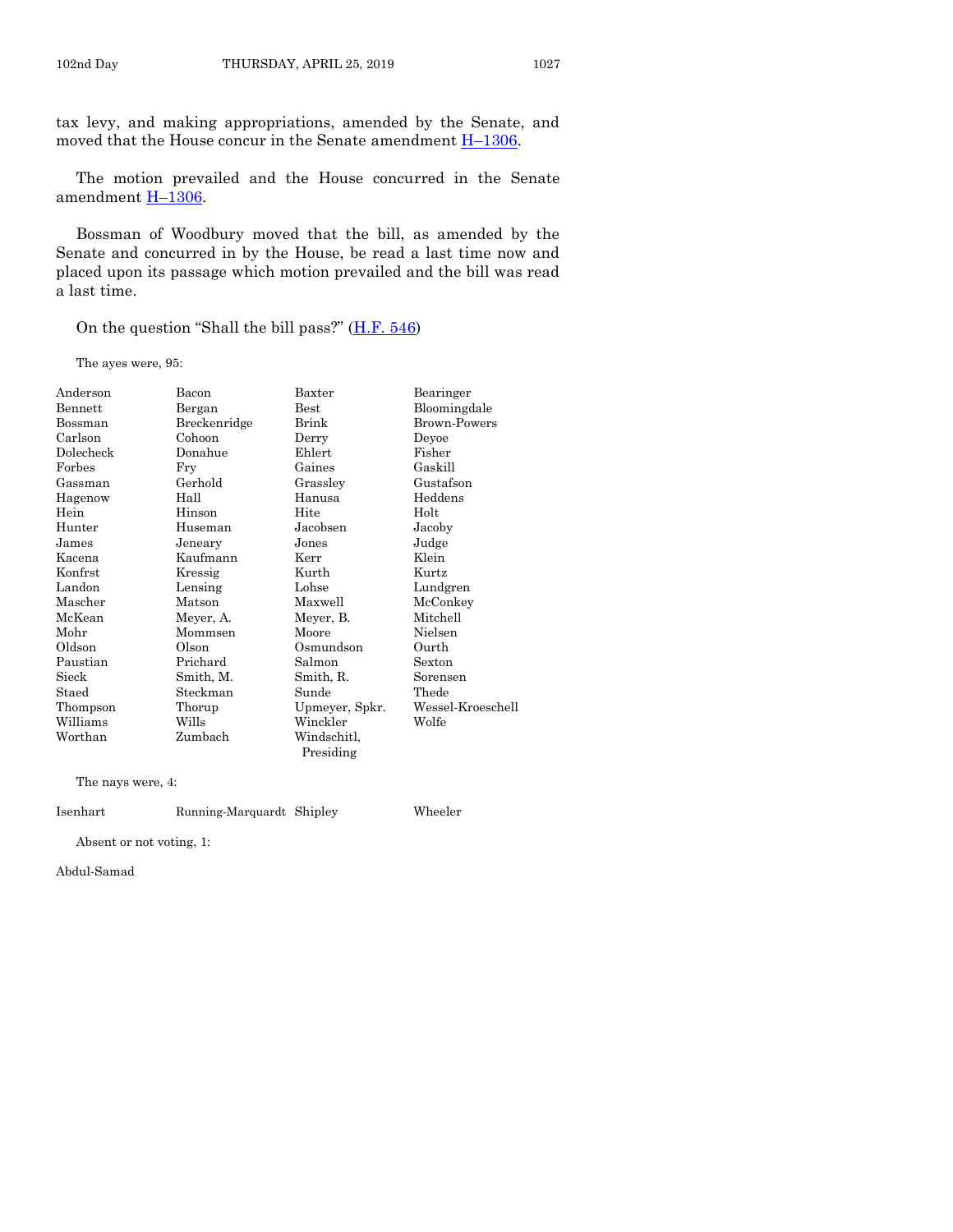tax levy, and making appropriations, amended by the Senate, and moved that the House concur in the Senate amendment H–1306.

The motion prevailed and the House concurred in the Senate amendment H–1306.

Bossman of Woodbury moved that the bill, as amended by the Senate and concurred in by the House, be read a last time now and placed upon its passage which motion prevailed and the bill was read a last time.

On the question "Shall the bill pass?" (H.F. 546)

The ayes were, 95:

| | | | |
|---|---|---|---|
| Anderson | Bacon | Baxter | Bearinger |
| Bennett | Bergan | Best | Bloomingdale |
| Bossman | Breckenridge | Brink | Brown-Powers |
| Carlson | Cohoon | Derry | Deyoe |
| Dolecheck | Donahue | Ehlert | Fisher |
| Forbes | Fry | Gaines | Gaskill |
| Gassman | Gerhold | Grassley | Gustafson |
| Hagenow | Hall | Hanusa | Heddens |
| Hein | Hinson | Hite | Holt |
| Hunter | Huseman | Jacobsen | Jacoby |
| James | Jeneary | Jones | Judge |
| Kacena | Kaufmann | Kerr | Klein |
| Konfrst | Kressig | Kurth | Kurtz |
| Landon | Lensing | Lohse | Lundgren |
| Mascher | Matson | Maxwell | McConkey |
| McKean | Meyer, A. | Meyer, B. | Mitchell |
| Mohr | Mommsen | Moore | Nielsen |
| Oldson | Olson | Osmundson | Ourth |
| Paustian | Prichard | Salmon | Sexton |
| Sieck | Smith, M. | Smith, R. | Sorensen |
| Staed | Steckman | Sunde | Thede |
| Thompson | Thorup | Upmeyer, Spkr. | Wessel-Kroeschell |
| Williams | Wills | Winckler | Wolfe |
| Worthan | Zumbach | Windschitl, Presiding | |

The nays were, 4:

| | | | |
|---|---|---|---|
| Isenhart | Running-Marquardt | Shipley | Wheeler |

Absent or not voting, 1:

Abdul-Samad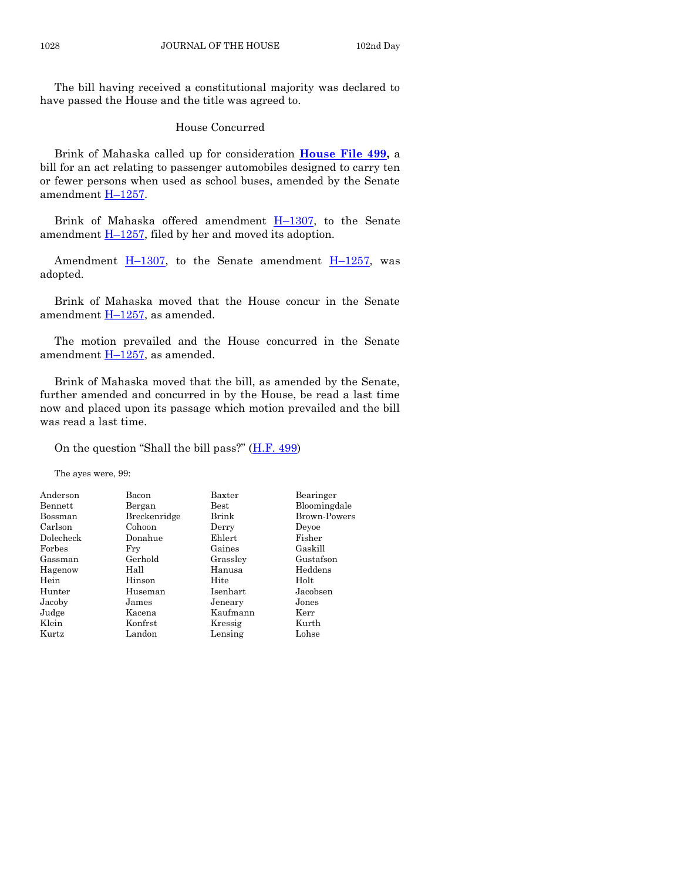The bill having received a constitutional majority was declared to have passed the House and the title was agreed to.

## House Concurred

Brink of Mahaska called up for consideration **House File 499,** a bill for an act relating to passenger automobiles designed to carry ten or fewer persons when used as school buses, amended by the Senate amendment H–1257.

Brink of Mahaska offered amendment H–1307, to the Senate amendment H–1257, filed by her and moved its adoption.

Amendment H–1307, to the Senate amendment H–1257, was adopted.

Brink of Mahaska moved that the House concur in the Senate amendment H–1257, as amended.

The motion prevailed and the House concurred in the Senate amendment H–1257, as amended.

Brink of Mahaska moved that the bill, as amended by the Senate, further amended and concurred in by the House, be read a last time now and placed upon its passage which motion prevailed and the bill was read a last time.

On the question "Shall the bill pass?" (H.F. 499)

The ayes were, 99:

| | | | |
|---|---|---|---|
| Anderson | Bacon | Baxter | Bearinger |
| Bennett | Bergan | Best | Bloomingdale |
| Bossman | Breckenridge | Brink | Brown-Powers |
| Carlson | Cohoon | Derry | Deyoe |
| Dolecheck | Donahue | Ehlert | Fisher |
| Forbes | Fry | Gaines | Gaskill |
| Gassman | Gerhold | Grassley | Gustafson |
| Hagenow | Hall | Hanusa | Heddens |
| Hein | Hinson | Hite | Holt |
| Hunter | Huseman | Isenhart | Jacobsen |
| Jacoby | James | Jeneary | Jones |
| Judge | Kacena | Kaufmann | Kerr |
| Klein | Konfrst | Kressig | Kurth |
| Kurtz | Landon | Lensing | Lohse |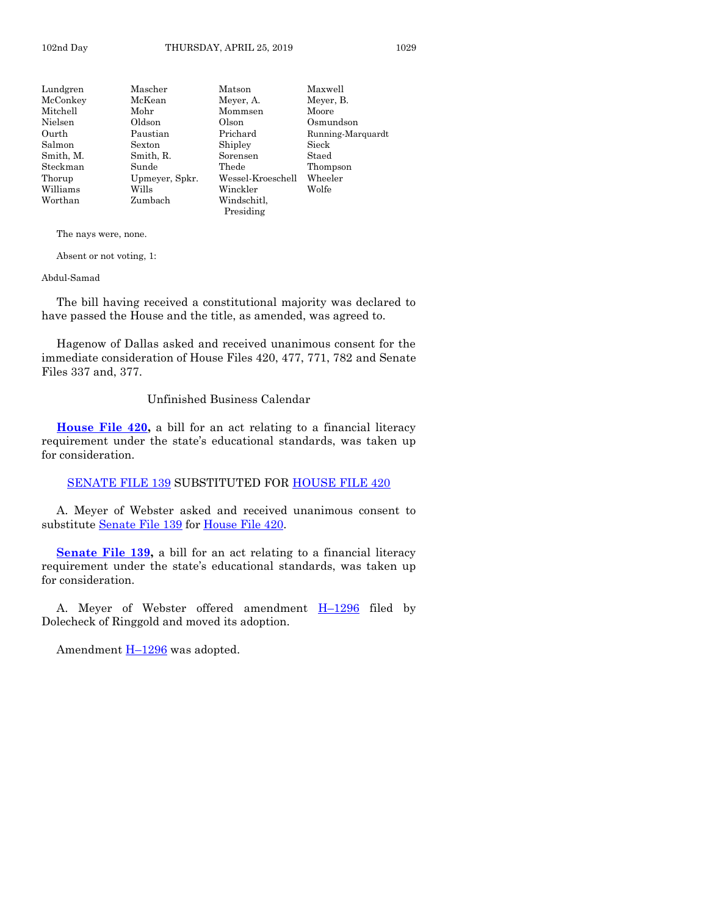| | | | |
|---|---|---|---|
| Lundgren | Mascher | Matson | Maxwell |
| McConkey | McKean | Meyer, A. | Meyer, B. |
| Mitchell | Mohr | Mommsen | Moore |
| Nielsen | Oldson | Olson | Osmundson |
| Ourth | Paustian | Prichard | Running-Marquardt |
| Salmon | Sexton | Shipley | Sieck |
| Smith, M. | Smith, R. | Sorensen | Staed |
| Steckman | Sunde | Thede | Thompson |
| Thorup | Upmeyer, Spkr. | Wessel-Kroeschell | Wheeler |
| Williams | Wills | Winckler | Wolfe |
| Worthan | Zumbach | Windschitl, Presiding | |

The nays were, none.

Absent or not voting, 1:

Abdul-Samad

The bill having received a constitutional majority was declared to have passed the House and the title, as amended, was agreed to.

Hagenow of Dallas asked and received unanimous consent for the immediate consideration of House Files 420, 477, 771, 782 and Senate Files 337 and, 377.

Unfinished Business Calendar

**House File 420,** a bill for an act relating to a financial literacy requirement under the state's educational standards, was taken up for consideration.

SENATE FILE 139 SUBSTITUTED FOR HOUSE FILE 420

A. Meyer of Webster asked and received unanimous consent to substitute Senate File 139 for House File 420.

**Senate File 139,** a bill for an act relating to a financial literacy requirement under the state's educational standards, was taken up for consideration.

A. Meyer of Webster offered amendment H–1296 filed by Dolecheck of Ringgold and moved its adoption.

Amendment H–1296 was adopted.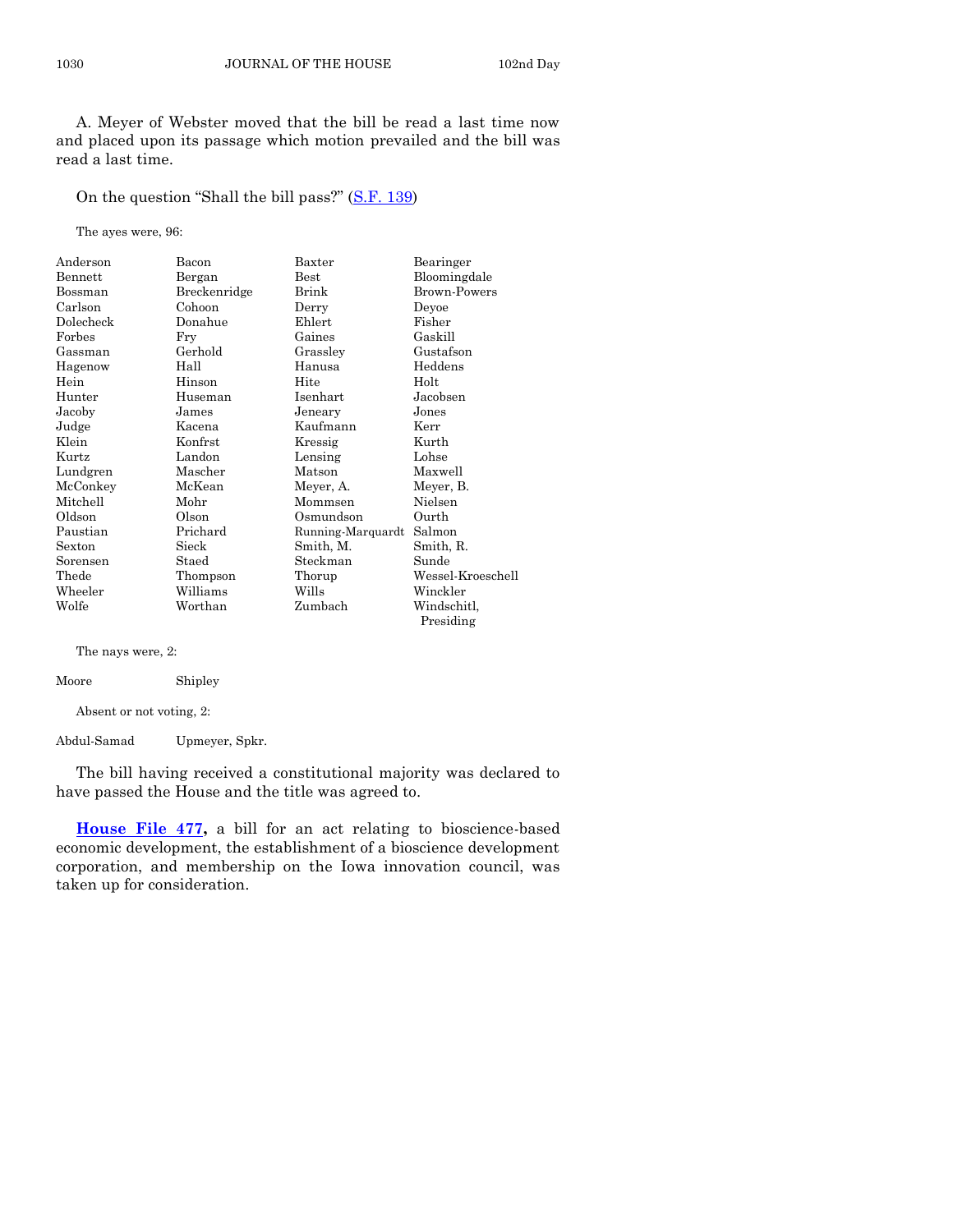A. Meyer of Webster moved that the bill be read a last time now and placed upon its passage which motion prevailed and the bill was read a last time.

On the question "Shall the bill pass?" (S.F. 139)

The ayes were, 96:

| | | | |
|---|---|---|---|
| Anderson | Bacon | Baxter | Bearinger |
| Bennett | Bergan | Best | Bloomingdale |
| Bossman | Breckenridge | Brink | Brown-Powers |
| Carlson | Cohoon | Derry | Deyoe |
| Dolecheck | Donahue | Ehlert | Fisher |
| Forbes | Fry | Gaines | Gaskill |
| Gassman | Gerhold | Grassley | Gustafson |
| Hagenow | Hall | Hanusa | Heddens |
| Hein | Hinson | Hite | Holt |
| Hunter | Huseman | Isenhart | Jacobsen |
| Jacoby | James | Jeneary | Jones |
| Judge | Kacena | Kaufmann | Kerr |
| Klein | Konfrst | Kressig | Kurth |
| Kurtz | Landon | Lensing | Lohse |
| Lundgren | Mascher | Matson | Maxwell |
| McConkey | McKean | Meyer, A. | Meyer, B. |
| Mitchell | Mohr | Mommsen | Nielsen |
| Oldson | Olson | Osmundson | Ourth |
| Paustian | Prichard | Running-Marquardt | Salmon |
| Sexton | Sieck | Smith, M. | Smith, R. |
| Sorensen | Staed | Steckman | Sunde |
| Thede | Thompson | Thorup | Wessel-Kroeschell |
| Wheeler | Williams | Wills | Winckler |
| Wolfe | Worthan | Zumbach | Windschitl, Presiding |

The nays were, 2:

| | |
|---|---|
| Moore | Shipley |

Absent or not voting, 2:

| | |
|---|---|
| Abdul-Samad | Upmeyer, Spkr. |

The bill having received a constitutional majority was declared to have passed the House and the title was agreed to.

**House File 477,** a bill for an act relating to bioscience-based economic development, the establishment of a bioscience development corporation, and membership on the Iowa innovation council, was taken up for consideration.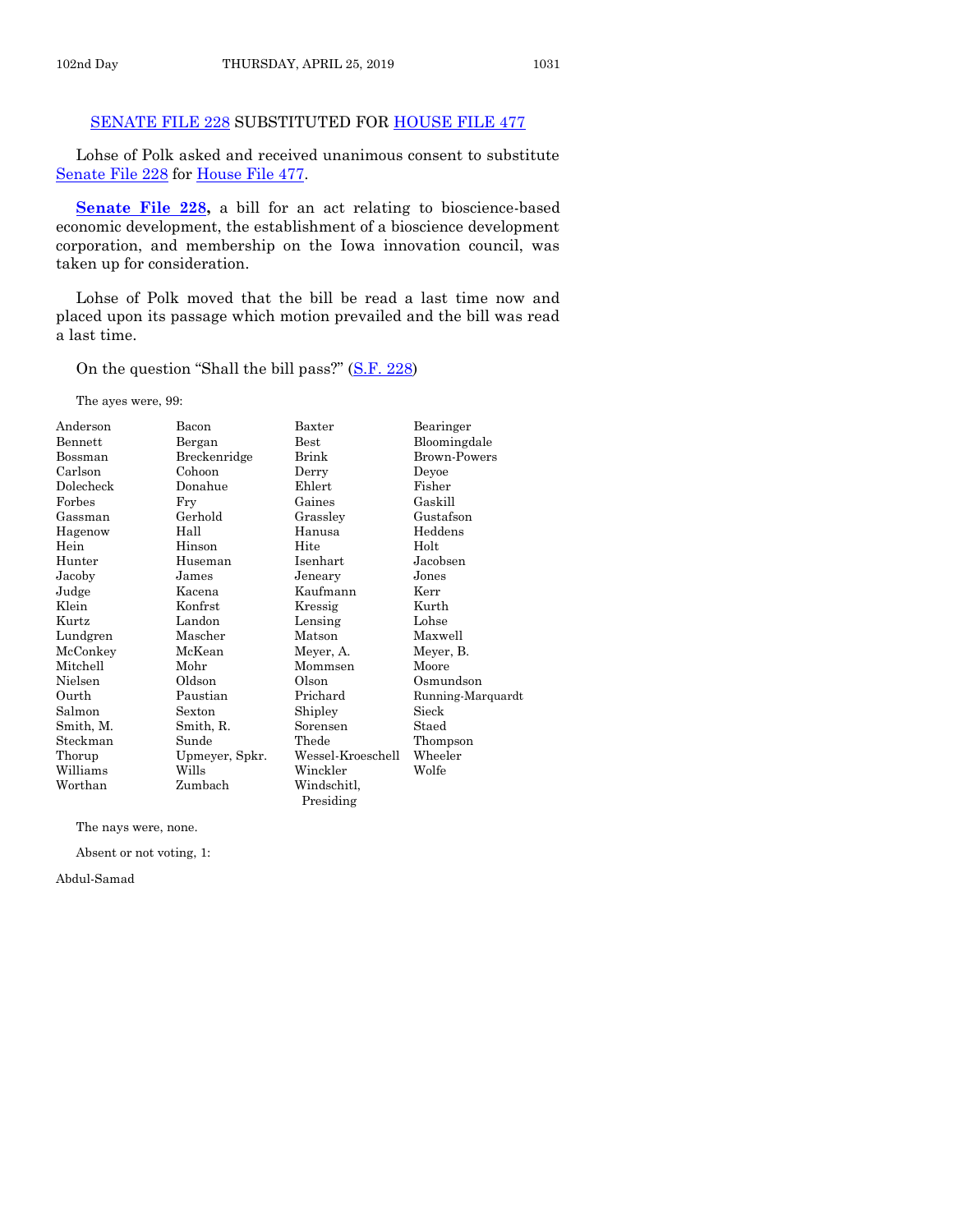## SENATE FILE 228 SUBSTITUTED FOR HOUSE FILE 477

Lohse of Polk asked and received unanimous consent to substitute Senate File 228 for House File 477.

**Senate File 228,** a bill for an act relating to bioscience-based economic development, the establishment of a bioscience development corporation, and membership on the Iowa innovation council, was taken up for consideration.

Lohse of Polk moved that the bill be read a last time now and placed upon its passage which motion prevailed and the bill was read a last time.

On the question "Shall the bill pass?" (S.F. 228)

The ayes were, 99:

| | | | |
|---|---|---|---|
| Anderson | Bacon | Baxter | Bearinger |
| Bennett | Bergan | Best | Bloomingdale |
| Bossman | Breckenridge | Brink | Brown-Powers |
| Carlson | Cohoon | Derry | Deyoe |
| Dolecheck | Donahue | Ehlert | Fisher |
| Forbes | Fry | Gaines | Gaskill |
| Gassman | Gerhold | Grassley | Gustafson |
| Hagenow | Hall | Hanusa | Heddens |
| Hein | Hinson | Hite | Holt |
| Hunter | Huseman | Isenhart | Jacobsen |
| Jacoby | James | Jeneary | Jones |
| Judge | Kacena | Kaufmann | Kerr |
| Klein | Konfrst | Kressig | Kurth |
| Kurtz | Landon | Lensing | Lohse |
| Lundgren | Mascher | Matson | Maxwell |
| McConkey | McKean | Meyer, A. | Meyer, B. |
| Mitchell | Mohr | Mommsen | Moore |
| Nielsen | Oldson | Olson | Osmundson |
| Ourth | Paustian | Prichard | Running-Marquardt |
| Salmon | Sexton | Shipley | Sieck |
| Smith, M. | Smith, R. | Sorensen | Staed |
| Steckman | Sunde | Thede | Thompson |
| Thorup | Upmeyer, Spkr. | Wessel-Kroeschell | Wheeler |
| Williams | Wills | Winckler | Wolfe |
| Worthan | Zumbach | Windschitl, Presiding | |

The nays were, none.

Absent or not voting, 1:

Abdul-Samad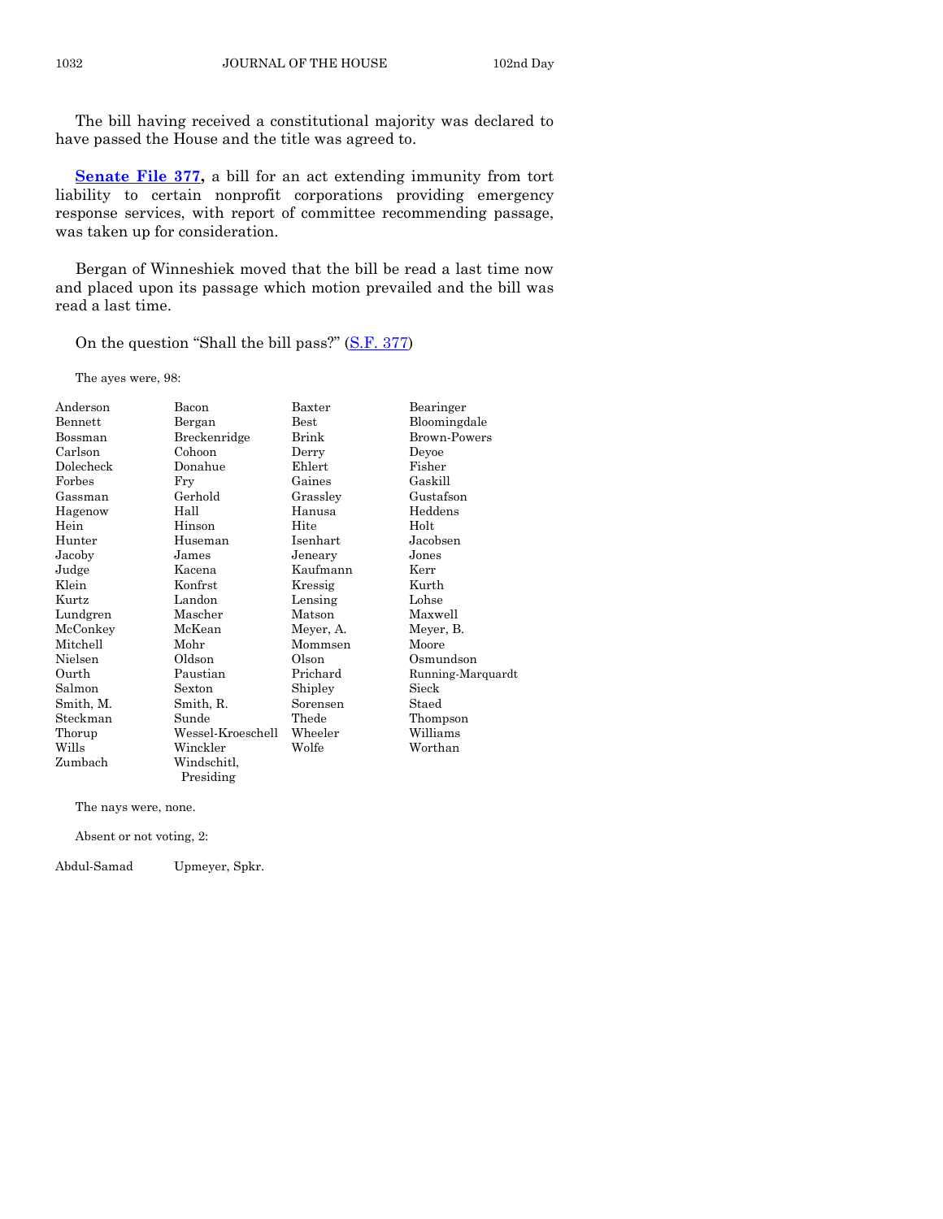The bill having received a constitutional majority was declared to have passed the House and the title was agreed to.

**Senate File 377,** a bill for an act extending immunity from tort liability to certain nonprofit corporations providing emergency response services, with report of committee recommending passage, was taken up for consideration.

Bergan of Winneshiek moved that the bill be read a last time now and placed upon its passage which motion prevailed and the bill was read a last time.

On the question "Shall the bill pass?" (S.F. 377)

The ayes were, 98:

| | | | |
|---|---|---|---|
| Anderson | Bacon | Baxter | Bearinger |
| Bennett | Bergan | Best | Bloomingdale |
| Bossman | Breckenridge | Brink | Brown-Powers |
| Carlson | Cohoon | Derry | Deyoe |
| Dolecheck | Donahue | Ehlert | Fisher |
| Forbes | Fry | Gaines | Gaskill |
| Gassman | Gerhold | Grassley | Gustafson |
| Hagenow | Hall | Hanusa | Heddens |
| Hein | Hinson | Hite | Holt |
| Hunter | Huseman | Isenhart | Jacobsen |
| Jacoby | James | Jeneary | Jones |
| Judge | Kacena | Kaufmann | Kerr |
| Klein | Konfrst | Kressig | Kurth |
| Kurtz | Landon | Lensing | Lohse |
| Lundgren | Mascher | Matson | Maxwell |
| McConkey | McKean | Meyer, A. | Meyer, B. |
| Mitchell | Mohr | Mommsen | Moore |
| Nielsen | Oldson | Olson | Osmundson |
| Ourth | Paustian | Prichard | Running-Marquardt |
| Salmon | Sexton | Shipley | Sieck |
| Smith, M. | Smith, R. | Sorensen | Staed |
| Steckman | Sunde | Thede | Thompson |
| Thorup | Wessel-Kroeschell | Wheeler | Williams |
| Wills | Winckler | Wolfe | Worthan |
| Zumbach | Windschitl, Presiding | | |

The nays were, none.

Absent or not voting, 2:

| | |
|---|---|
| Abdul-Samad | Upmeyer, Spkr. |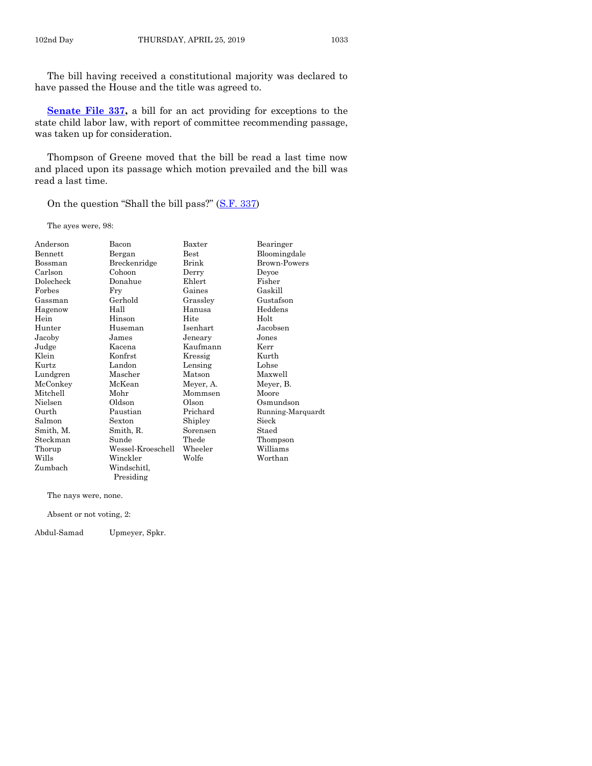The bill having received a constitutional majority was declared to have passed the House and the title was agreed to.

**Senate File 337,** a bill for an act providing for exceptions to the state child labor law, with report of committee recommending passage, was taken up for consideration.

Thompson of Greene moved that the bill be read a last time now and placed upon its passage which motion prevailed and the bill was read a last time.

On the question "Shall the bill pass?" (S.F. 337)

The ayes were, 98:

| | | | |
|---|---|---|---|
| Anderson | Bacon | Baxter | Bearinger |
| Bennett | Bergan | Best | Bloomingdale |
| Bossman | Breckenridge | Brink | Brown-Powers |
| Carlson | Cohoon | Derry | Deyoe |
| Dolecheck | Donahue | Ehlert | Fisher |
| Forbes | Fry | Gaines | Gaskill |
| Gassman | Gerhold | Grassley | Gustafson |
| Hagenow | Hall | Hanusa | Heddens |
| Hein | Hinson | Hite | Holt |
| Hunter | Huseman | Isenhart | Jacobsen |
| Jacoby | James | Jeneary | Jones |
| Judge | Kacena | Kaufmann | Kerr |
| Klein | Konfrst | Kressig | Kurth |
| Kurtz | Landon | Lensing | Lohse |
| Lundgren | Mascher | Matson | Maxwell |
| McConkey | McKean | Meyer, A. | Meyer, B. |
| Mitchell | Mohr | Mommsen | Moore |
| Nielsen | Oldson | Olson | Osmundson |
| Ourth | Paustian | Prichard | Running-Marquardt |
| Salmon | Sexton | Shipley | Sieck |
| Smith, M. | Smith, R. | Sorensen | Staed |
| Steckman | Sunde | Thede | Thompson |
| Thorup | Wessel-Kroeschell | Wheeler | Williams |
| Wills | Winckler | Wolfe | Worthan |
| Zumbach | Windschitl, Presiding | | |

The nays were, none.

Absent or not voting, 2:

| | |
|---|---|
| Abdul-Samad | Upmeyer, Spkr. |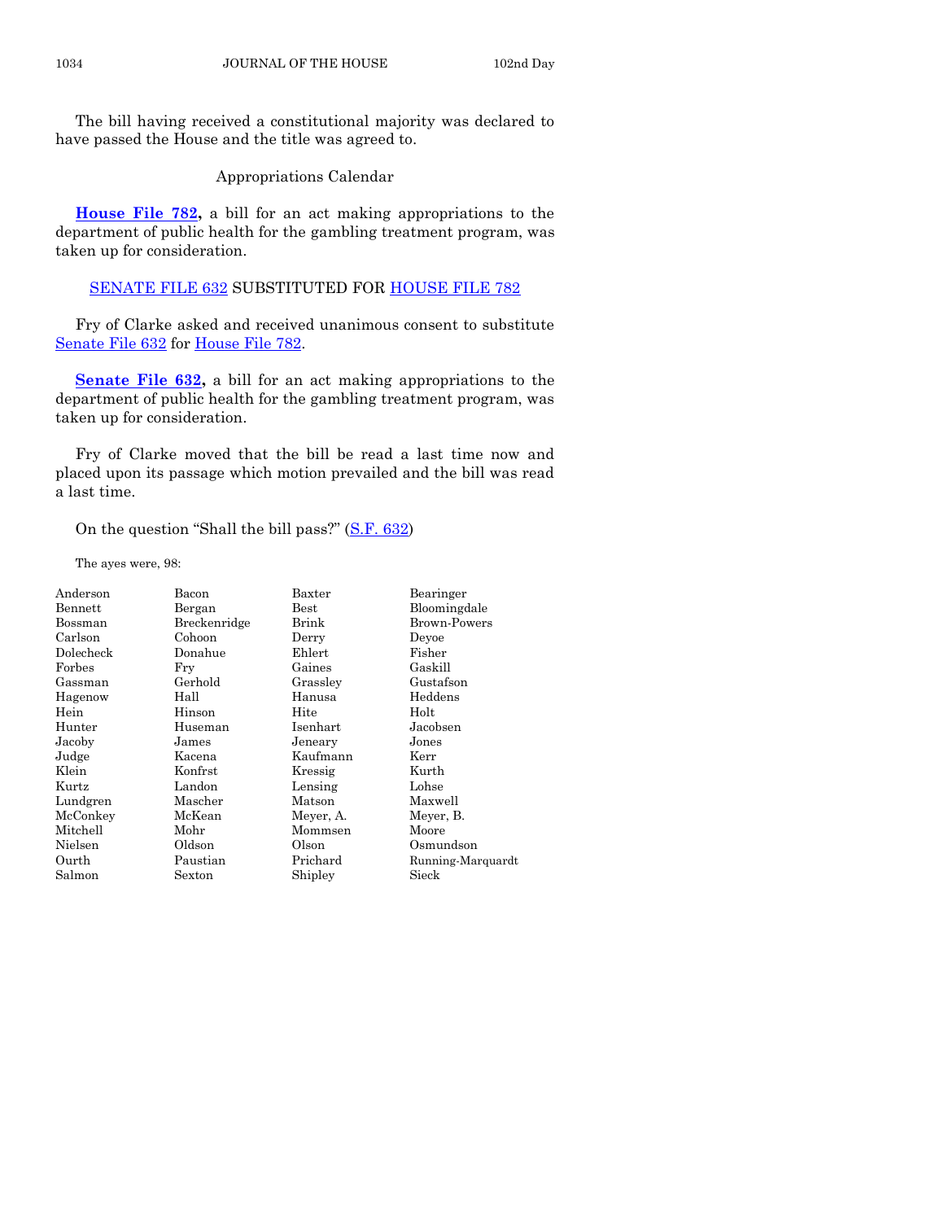The bill having received a constitutional majority was declared to have passed the House and the title was agreed to.

## Appropriations Calendar

**House File 782,** a bill for an act making appropriations to the department of public health for the gambling treatment program, was taken up for consideration.

SENATE FILE 632 SUBSTITUTED FOR HOUSE FILE 782

Fry of Clarke asked and received unanimous consent to substitute Senate File 632 for House File 782.

**Senate File 632,** a bill for an act making appropriations to the department of public health for the gambling treatment program, was taken up for consideration.

Fry of Clarke moved that the bill be read a last time now and placed upon its passage which motion prevailed and the bill was read a last time.

On the question "Shall the bill pass?" (S.F. 632)

The ayes were, 98:

| | | | |
|---|---|---|---|
| Anderson | Bacon | Baxter | Bearinger |
| Bennett | Bergan | Best | Bloomingdale |
| Bossman | Breckenridge | Brink | Brown-Powers |
| Carlson | Cohoon | Derry | Deyoe |
| Dolecheck | Donahue | Ehlert | Fisher |
| Forbes | Fry | Gaines | Gaskill |
| Gassman | Gerhold | Grassley | Gustafson |
| Hagenow | Hall | Hanusa | Heddens |
| Hein | Hinson | Hite | Holt |
| Hunter | Huseman | Isenhart | Jacobsen |
| Jacoby | James | Jeneary | Jones |
| Judge | Kacena | Kaufmann | Kerr |
| Klein | Konfrst | Kressig | Kurth |
| Kurtz | Landon | Lensing | Lohse |
| Lundgren | Mascher | Matson | Maxwell |
| McConkey | McKean | Meyer, A. | Meyer, B. |
| Mitchell | Mohr | Mommsen | Moore |
| Nielsen | Oldson | Olson | Osmundson |
| Ourth | Paustian | Prichard | Running-Marquardt |
| Salmon | Sexton | Shipley | Sieck |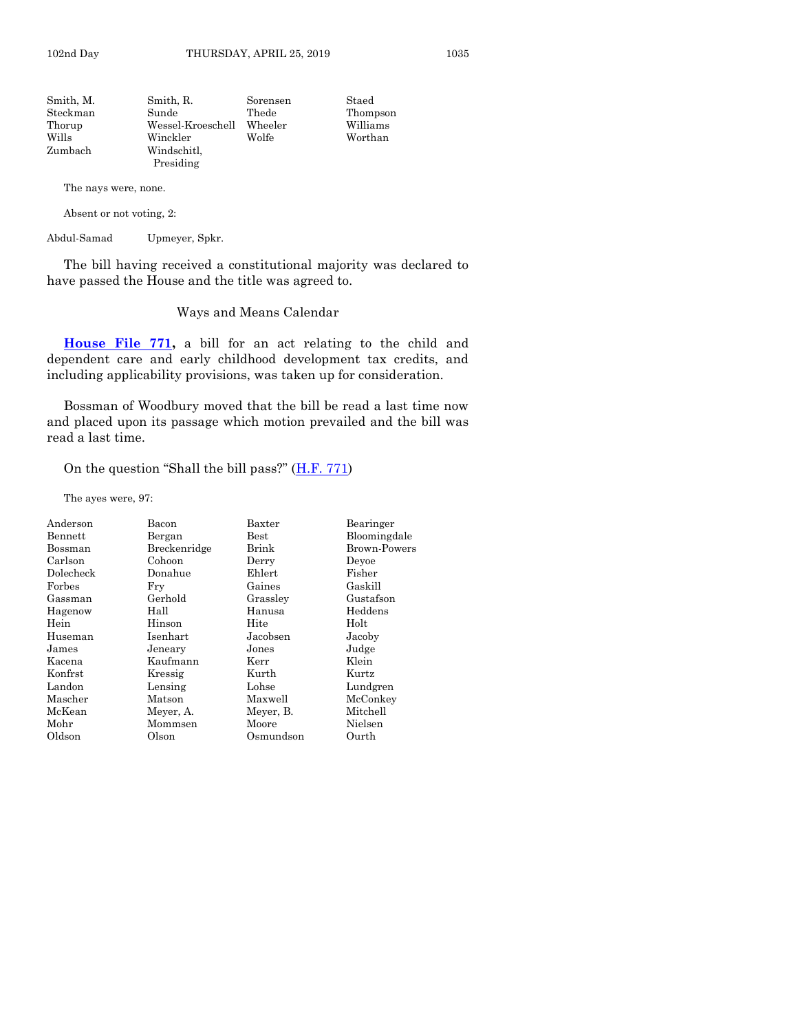| | | | |
|---|---|---|---|
| Smith, M. | Smith, R. | Sorensen | Staed |
| Steckman | Sunde | Thede | Thompson |
| Thorup | Wessel-Kroeschell | Wheeler | Williams |
| Wills | Winckler | Wolfe | Worthan |
| Zumbach | Windschitl, Presiding | | |

The nays were, none.

Absent or not voting, 2:

| | |
|---|---|
| Abdul-Samad | Upmeyer, Spkr. |

The bill having received a constitutional majority was declared to have passed the House and the title was agreed to.

## Ways and Means Calendar

**House File 771,** a bill for an act relating to the child and dependent care and early childhood development tax credits, and including applicability provisions, was taken up for consideration.

Bossman of Woodbury moved that the bill be read a last time now and placed upon its passage which motion prevailed and the bill was read a last time.

On the question "Shall the bill pass?" (H.F. 771)

The ayes were, 97:

| | | | |
|---|---|---|---|
| Anderson | Bacon | Baxter | Bearinger |
| Bennett | Bergan | Best | Bloomingdale |
| Bossman | Breckenridge | Brink | Brown-Powers |
| Carlson | Cohoon | Derry | Deyoe |
| Dolecheck | Donahue | Ehlert | Fisher |
| Forbes | Fry | Gaines | Gaskill |
| Gassman | Gerhold | Grassley | Gustafson |
| Hagenow | Hall | Hanusa | Heddens |
| Hein | Hinson | Hite | Holt |
| Huseman | Isenhart | Jacobsen | Jacoby |
| James | Jeneary | Jones | Judge |
| Kacena | Kaufmann | Kerr | Klein |
| Konfrst | Kressig | Kurth | Kurtz |
| Landon | Lensing | Lohse | Lundgren |
| Mascher | Matson | Maxwell | McConkey |
| McKean | Meyer, A. | Meyer, B. | Mitchell |
| Mohr | Mommsen | Moore | Nielsen |
| Oldson | Olson | Osmundson | Ourth |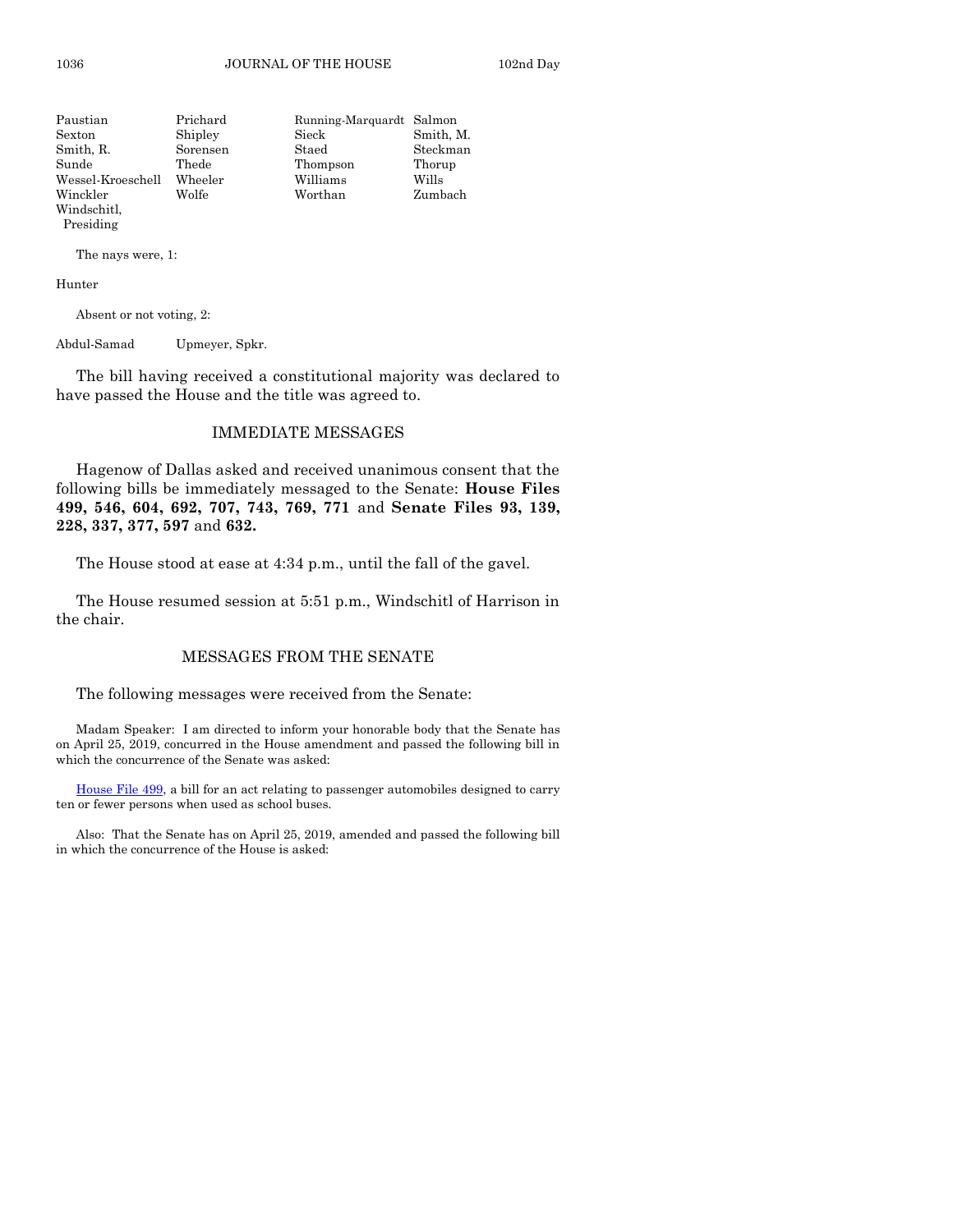| | | | |
|---|---|---|---|
| Paustian | Prichard | Running-Marquardt | Salmon |
| Sexton | Shipley | Sieck | Smith, M. |
| Smith, R. | Sorensen | Staed | Steckman |
| Sunde | Thede | Thompson | Thorup |
| Wessel-Kroeschell | Wheeler | Williams | Wills |
| Winckler | Wolfe | Worthan | Zumbach |
| Windschitl, Presiding | | | |

The nays were, 1:

Hunter

Absent or not voting, 2:

Abdul-Samad Upmeyer, Spkr.

The bill having received a constitutional majority was declared to have passed the House and the title was agreed to.

## IMMEDIATE MESSAGES

Hagenow of Dallas asked and received unanimous consent that the following bills be immediately messaged to the Senate: **House Files 499, 546, 604, 692, 707, 743, 769, 771** and **Senate Files 93, 139, 228, 337, 377, 597** and **632.**

The House stood at ease at 4:34 p.m., until the fall of the gavel.

The House resumed session at 5:51 p.m., Windschitl of Harrison in the chair.

## MESSAGES FROM THE SENATE

The following messages were received from the Senate:

Madam Speaker: I am directed to inform your honorable body that the Senate has on April 25, 2019, concurred in the House amendment and passed the following bill in which the concurrence of the Senate was asked:

House File 499, a bill for an act relating to passenger automobiles designed to carry ten or fewer persons when used as school buses.

Also: That the Senate has on April 25, 2019, amended and passed the following bill in which the concurrence of the House is asked: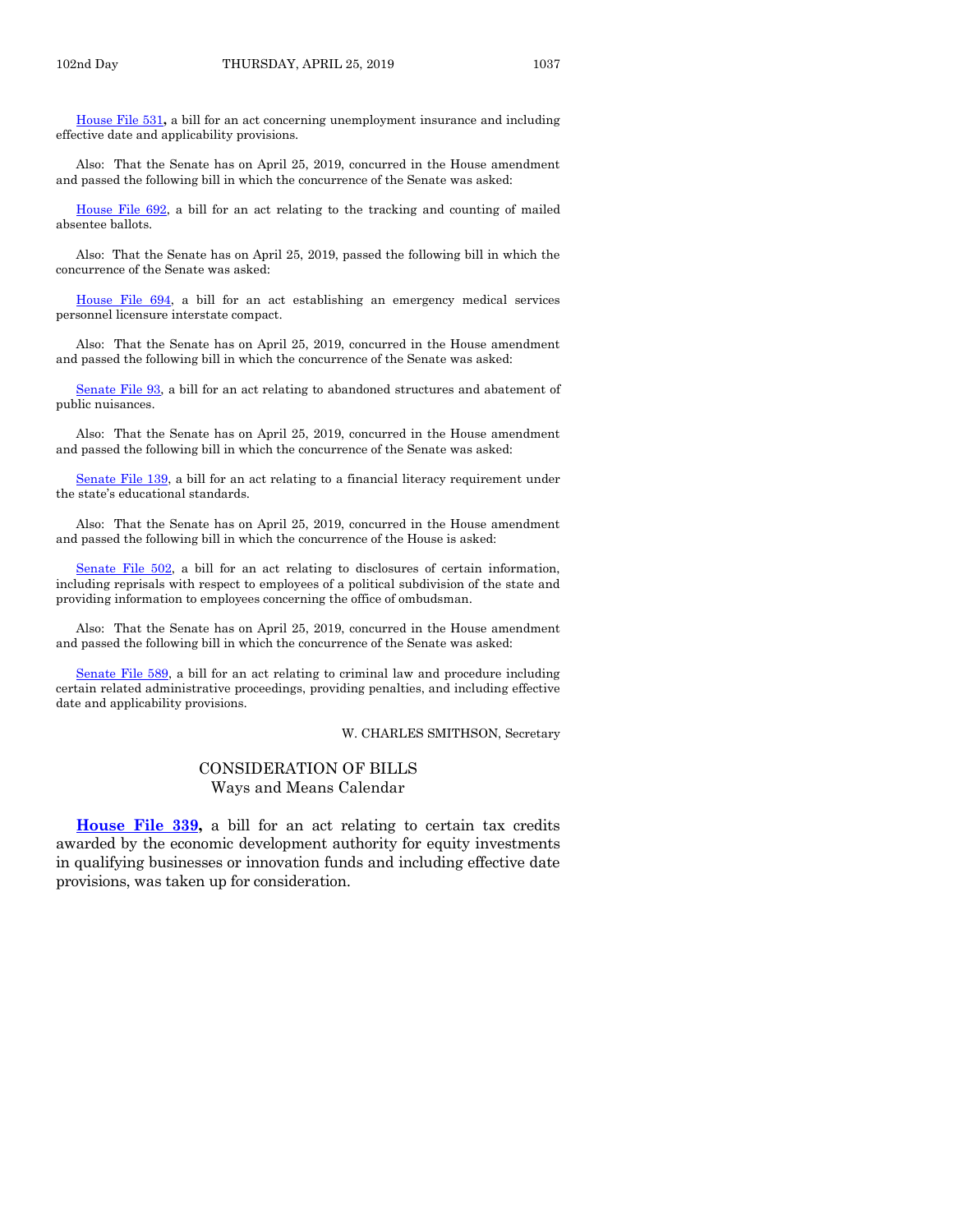House File 531, a bill for an act concerning unemployment insurance and including effective date and applicability provisions.

Also: That the Senate has on April 25, 2019, concurred in the House amendment and passed the following bill in which the concurrence of the Senate was asked:

House File 692, a bill for an act relating to the tracking and counting of mailed absentee ballots.

Also: That the Senate has on April 25, 2019, passed the following bill in which the concurrence of the Senate was asked:

House File 694, a bill for an act establishing an emergency medical services personnel licensure interstate compact.

Also: That the Senate has on April 25, 2019, concurred in the House amendment and passed the following bill in which the concurrence of the Senate was asked:

Senate File 93, a bill for an act relating to abandoned structures and abatement of public nuisances.

Also: That the Senate has on April 25, 2019, concurred in the House amendment and passed the following bill in which the concurrence of the Senate was asked:

Senate File 139, a bill for an act relating to a financial literacy requirement under the state's educational standards.

Also: That the Senate has on April 25, 2019, concurred in the House amendment and passed the following bill in which the concurrence of the House is asked:

Senate File 502, a bill for an act relating to disclosures of certain information, including reprisals with respect to employees of a political subdivision of the state and providing information to employees concerning the office of ombudsman.

Also: That the Senate has on April 25, 2019, concurred in the House amendment and passed the following bill in which the concurrence of the Senate was asked:

Senate File 589, a bill for an act relating to criminal law and procedure including certain related administrative proceedings, providing penalties, and including effective date and applicability provisions.

W. CHARLES SMITHSON, Secretary

## CONSIDERATION OF BILLS
### Ways and Means Calendar

**House File 339,** a bill for an act relating to certain tax credits awarded by the economic development authority for equity investments in qualifying businesses or innovation funds and including effective date provisions, was taken up for consideration.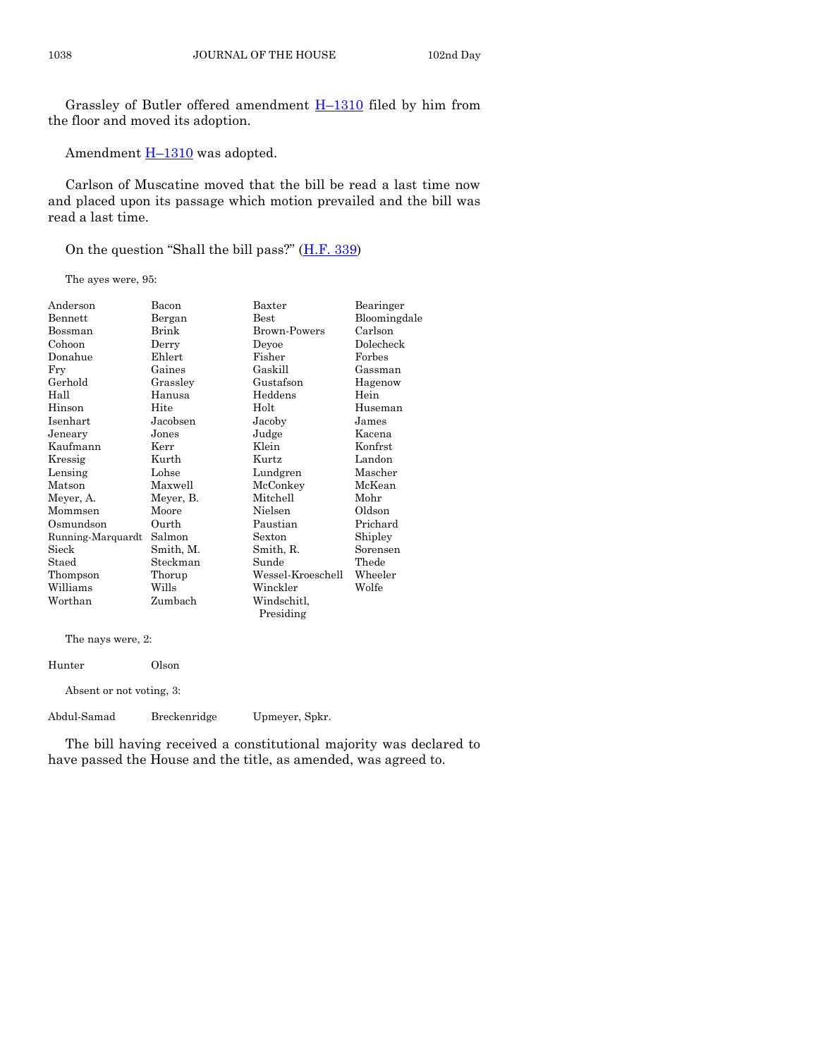Grassley of Butler offered amendment H–1310 filed by him from the floor and moved its adoption.

Amendment H–1310 was adopted.

Carlson of Muscatine moved that the bill be read a last time now and placed upon its passage which motion prevailed and the bill was read a last time.

On the question "Shall the bill pass?" (H.F. 339)

The ayes were, 95:

| | | | |
|---|---|---|---|
| Anderson | Bacon | Baxter | Bearinger |
| Bennett | Bergan | Best | Bloomingdale |
| Bossman | Brink | Brown-Powers | Carlson |
| Cohoon | Derry | Deyoe | Dolecheck |
| Donahue | Ehlert | Fisher | Forbes |
| Fry | Gaines | Gaskill | Gassman |
| Gerhold | Grassley | Gustafson | Hagenow |
| Hall | Hanusa | Heddens | Hein |
| Hinson | Hite | Holt | Huseman |
| Isenhart | Jacobsen | Jacoby | James |
| Jeneary | Jones | Judge | Kacena |
| Kaufmann | Kerr | Klein | Konfrst |
| Kressig | Kurth | Kurtz | Landon |
| Lensing | Lohse | Lundgren | Mascher |
| Matson | Maxwell | McConkey | McKean |
| Meyer, A. | Meyer, B. | Mitchell | Mohr |
| Mommsen | Moore | Nielsen | Oldson |
| Osmundson | Ourth | Paustian | Prichard |
| Running-Marquardt | Salmon | Sexton | Shipley |
| Sieck | Smith, M. | Smith, R. | Sorensen |
| Staed | Steckman | Sunde | Thede |
| Thompson | Thorup | Wessel-Kroeschell | Wheeler |
| Williams | Wills | Winckler | Wolfe |
| Worthan | Zumbach | Windschitl, Presiding | |

The nays were, 2:

| | |
|---|---|
| Hunter | Olson |

Absent or not voting, 3:

| | | |
|---|---|---|
| Abdul-Samad | Breckenridge | Upmeyer, Spkr. |

The bill having received a constitutional majority was declared to have passed the House and the title, as amended, was agreed to.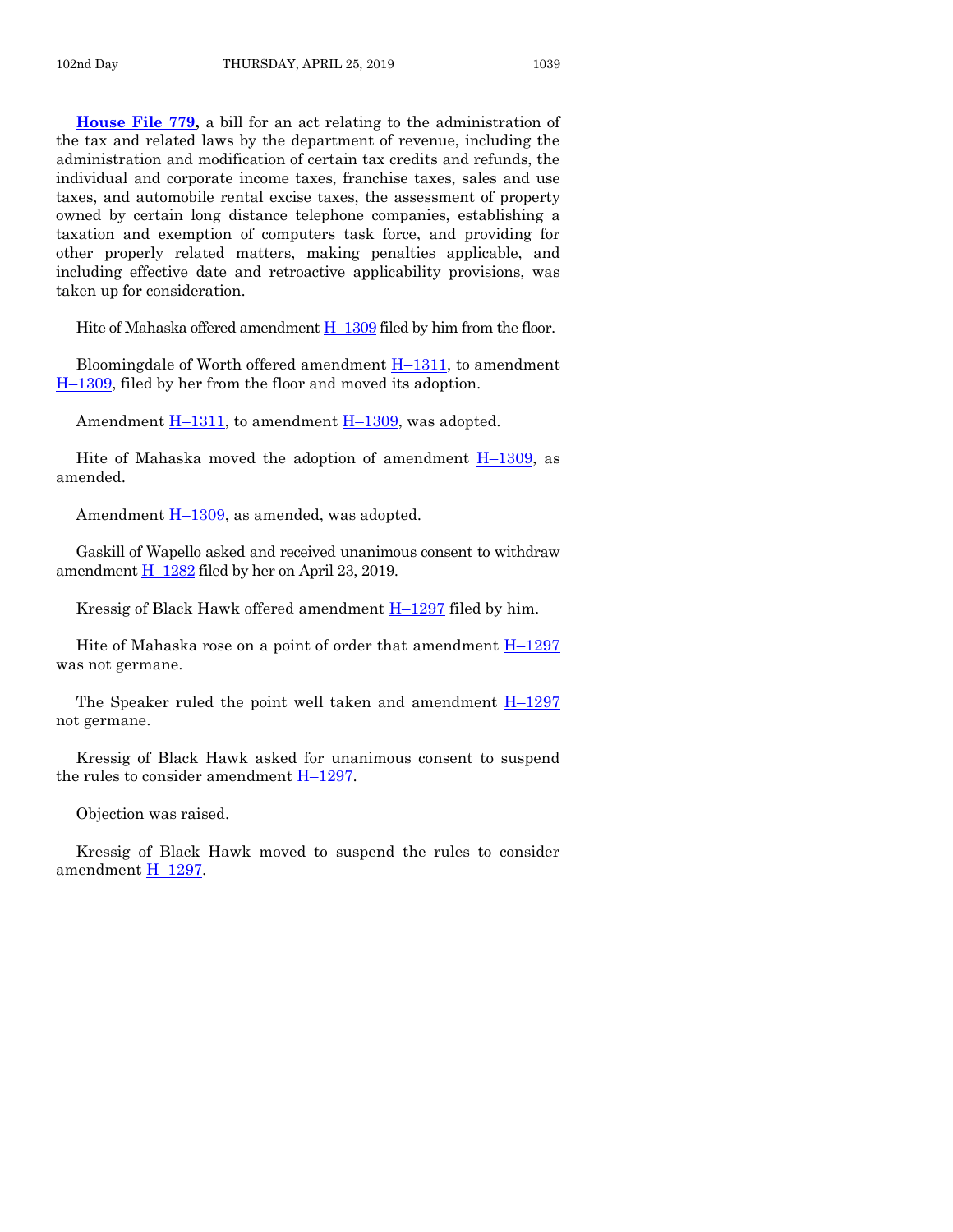**House File 779,** a bill for an act relating to the administration of the tax and related laws by the department of revenue, including the administration and modification of certain tax credits and refunds, the individual and corporate income taxes, franchise taxes, sales and use taxes, and automobile rental excise taxes, the assessment of property owned by certain long distance telephone companies, establishing a taxation and exemption of computers task force, and providing for other properly related matters, making penalties applicable, and including effective date and retroactive applicability provisions, was taken up for consideration.

Hite of Mahaska offered amendment H–1309 filed by him from the floor.

Bloomingdale of Worth offered amendment H–1311, to amendment H–1309, filed by her from the floor and moved its adoption.

Amendment H–1311, to amendment H–1309, was adopted.

Hite of Mahaska moved the adoption of amendment H–1309, as amended.

Amendment H–1309, as amended, was adopted.

Gaskill of Wapello asked and received unanimous consent to withdraw amendment H–1282 filed by her on April 23, 2019.

Kressig of Black Hawk offered amendment H–1297 filed by him.

Hite of Mahaska rose on a point of order that amendment H–1297 was not germane.

The Speaker ruled the point well taken and amendment H–1297 not germane.

Kressig of Black Hawk asked for unanimous consent to suspend the rules to consider amendment H–1297.

Objection was raised.

Kressig of Black Hawk moved to suspend the rules to consider amendment H–1297.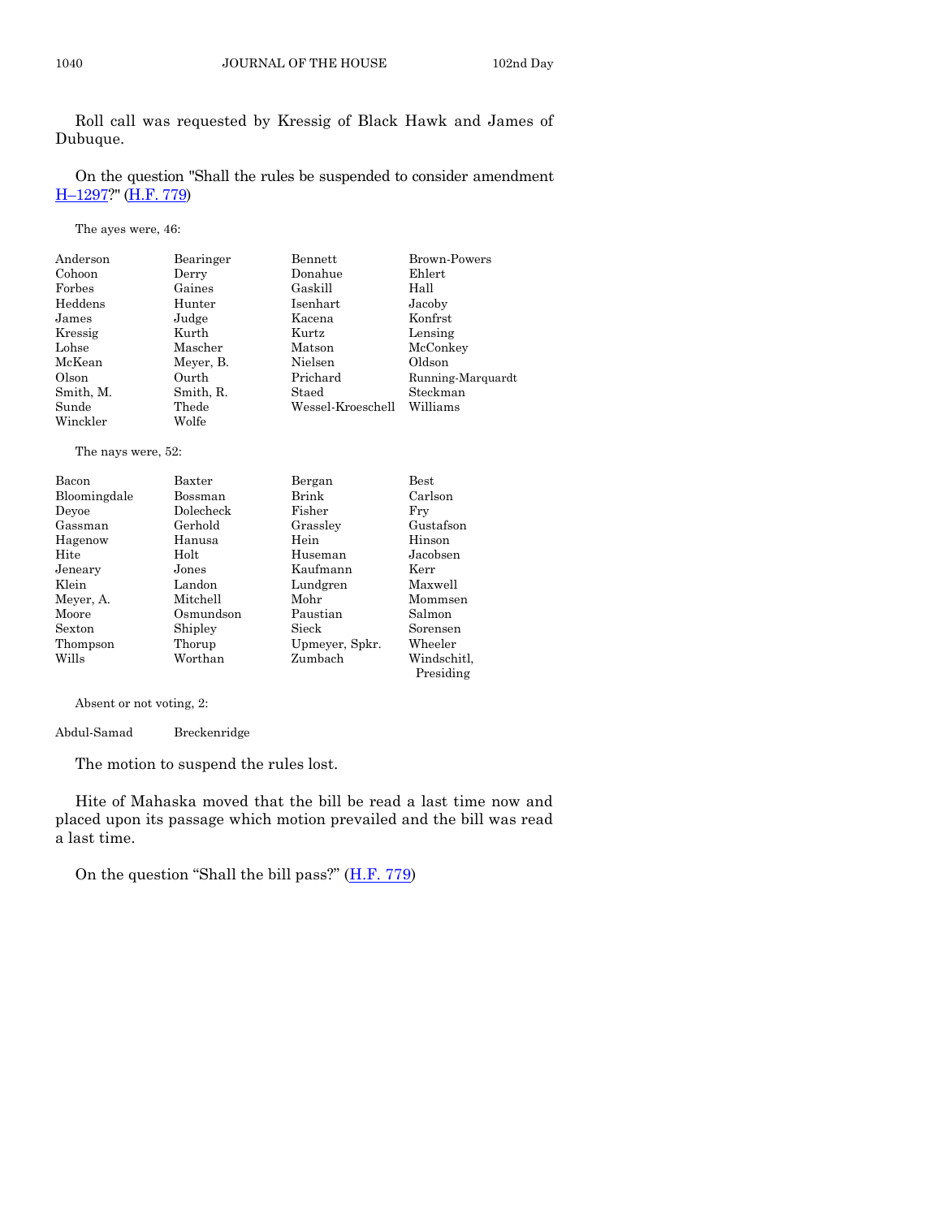Roll call was requested by Kressig of Black Hawk and James of Dubuque.

On the question "Shall the rules be suspended to consider amendment H–1297?" (H.F. 779)

The ayes were, 46:

| | | | |
|---|---|---|---|
| Anderson | Bearinger | Bennett | Brown-Powers |
| Cohoon | Derry | Donahue | Ehlert |
| Forbes | Gaines | Gaskill | Hall |
| Heddens | Hunter | Isenhart | Jacoby |
| James | Judge | Kacena | Konfrst |
| Kressig | Kurth | Kurtz | Lensing |
| Lohse | Mascher | Matson | McConkey |
| McKean | Meyer, B. | Nielsen | Oldson |
| Olson | Ourth | Prichard | Running-Marquardt |
| Smith, M. | Smith, R. | Staed | Steckman |
| Sunde | Thede | Wessel-Kroeschell | Williams |
| Winckler | Wolfe | | |

The nays were, 52:

| | | | |
|---|---|---|---|
| Bacon | Baxter | Bergan | Best |
| Bloomingdale | Bossman | Brink | Carlson |
| Deyoe | Dolecheck | Fisher | Fry |
| Gassman | Gerhold | Grassley | Gustafson |
| Hagenow | Hanusa | Hein | Hinson |
| Hite | Holt | Huseman | Jacobsen |
| Jeneary | Jones | Kaufmann | Kerr |
| Klein | Landon | Lundgren | Maxwell |
| Meyer, A. | Mitchell | Mohr | Mommsen |
| Moore | Osmundson | Paustian | Salmon |
| Sexton | Shipley | Sieck | Sorensen |
| Thompson | Thorup | Upmeyer, Spkr. | Wheeler |
| Wills | Worthan | Zumbach | Windschitl, Presiding |

Absent or not voting, 2:

| | |
|---|---|
| Abdul-Samad | Breckenridge |

The motion to suspend the rules lost.

Hite of Mahaska moved that the bill be read a last time now and placed upon its passage which motion prevailed and the bill was read a last time.

On the question "Shall the bill pass?" (H.F. 779)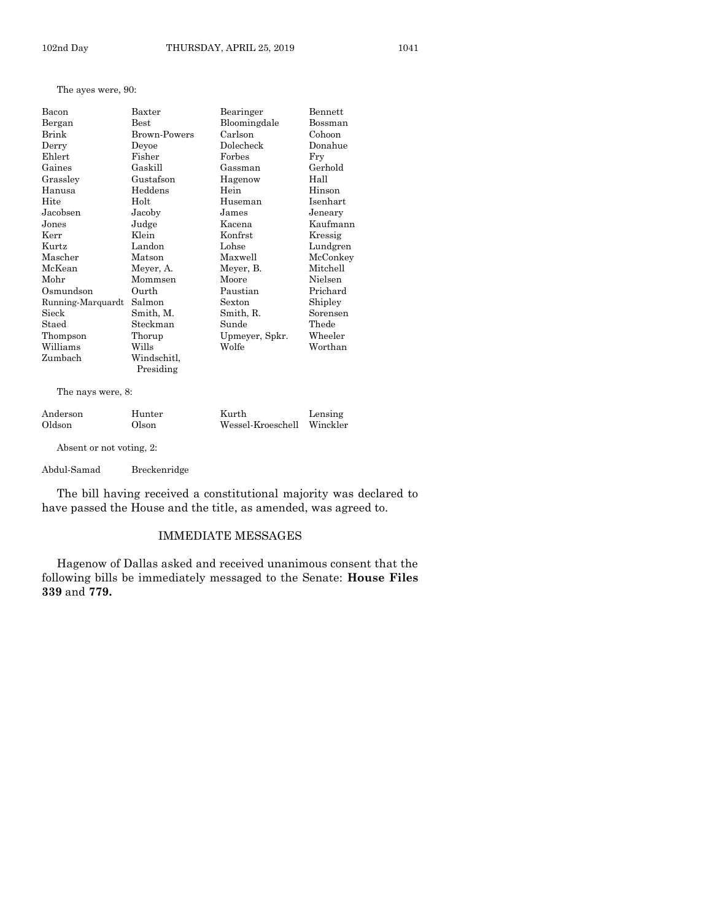The ayes were, 90:

| | | | |
|---|---|---|---|
| Bacon | Baxter | Bearinger | Bennett |
| Bergan | Best | Bloomingdale | Bossman |
| Brink | Brown-Powers | Carlson | Cohoon |
| Derry | Deyoe | Dolecheck | Donahue |
| Ehlert | Fisher | Forbes | Fry |
| Gaines | Gaskill | Gassman | Gerhold |
| Grassley | Gustafson | Hagenow | Hall |
| Hanusa | Heddens | Hein | Hinson |
| Hite | Holt | Huseman | Isenhart |
| Jacobsen | Jacoby | James | Jeneary |
| Jones | Judge | Kacena | Kaufmann |
| Kerr | Klein | Konfrst | Kressig |
| Kurtz | Landon | Lohse | Lundgren |
| Mascher | Matson | Maxwell | McConkey |
| McKean | Meyer, A. | Meyer, B. | Mitchell |
| Mohr | Mommsen | Moore | Nielsen |
| Osmundson | Ourth | Paustian | Prichard |
| Running-Marquardt | Salmon | Sexton | Shipley |
| Sieck | Smith, M. | Smith, R. | Sorensen |
| Staed | Steckman | Sunde | Thede |
| Thompson | Thorup | Upmeyer, Spkr. | Wheeler |
| Williams | Wills | Wolfe | Worthan |
| Zumbach | Windschitl, Presiding | | |

The nays were, 8:

| | | | |
|---|---|---|---|
| Anderson | Hunter | Kurth | Lensing |
| Oldson | Olson | Wessel-Kroeschell | Winckler |

Absent or not voting, 2:

| | |
|---|---|
| Abdul-Samad | Breckenridge |

The bill having received a constitutional majority was declared to have passed the House and the title, as amended, was agreed to.

## IMMEDIATE MESSAGES

Hagenow of Dallas asked and received unanimous consent that the following bills be immediately messaged to the Senate: **House Files 339** and **779.**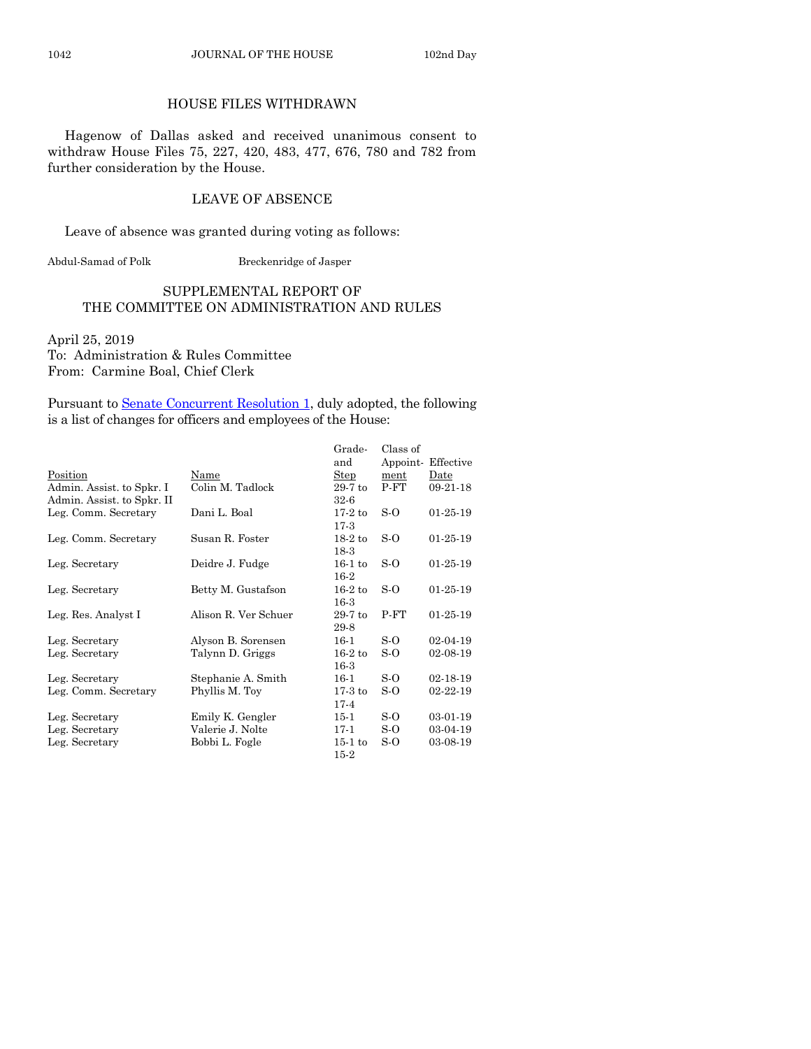## HOUSE FILES WITHDRAWN

Hagenow of Dallas asked and received unanimous consent to withdraw House Files 75, 227, 420, 483, 477, 676, 780 and 782 from further consideration by the House.

## LEAVE OF ABSENCE

Leave of absence was granted during voting as follows:

Abdul-Samad of Polk　　Breckenridge of Jasper

## SUPPLEMENTAL REPORT OF THE COMMITTEE ON ADMINISTRATION AND RULES

April 25, 2019
To: Administration & Rules Committee
From: Carmine Boal, Chief Clerk

Pursuant to Senate Concurrent Resolution 1, duly adopted, the following is a list of changes for officers and employees of the House:

| Position | Name | Grade-and Step | Class of Appoint-ment | Effective Date |
|---|---|---|---|---|
| Admin. Assist. to Spkr. I Admin. Assist. to Spkr. II | Colin M. Tadlock | 29-7 to 32-6 | P-FT | 09-21-18 |
| Leg. Comm. Secretary | Dani L. Boal | 17-2 to 17-3 | S-O | 01-25-19 |
| Leg. Comm. Secretary | Susan R. Foster | 18-2 to 18-3 | S-O | 01-25-19 |
| Leg. Secretary | Deidre J. Fudge | 16-1 to 16-2 | S-O | 01-25-19 |
| Leg. Secretary | Betty M. Gustafson | 16-2 to 16-3 | S-O | 01-25-19 |
| Leg. Res. Analyst I | Alison R. Ver Schuer | 29-7 to 29-8 | P-FT | 01-25-19 |
| Leg. Secretary | Alyson B. Sorensen | 16-1 | S-O | 02-04-19 |
| Leg. Secretary | Talynn D. Griggs | 16-2 to 16-3 | S-O | 02-08-19 |
| Leg. Secretary | Stephanie A. Smith | 16-1 | S-O | 02-18-19 |
| Leg. Comm. Secretary | Phyllis M. Toy | 17-3 to 17-4 | S-O | 02-22-19 |
| Leg. Secretary | Emily K. Gengler | 15-1 | S-O | 03-01-19 |
| Leg. Secretary | Valerie J. Nolte | 17-1 | S-O | 03-04-19 |
| Leg. Secretary | Bobbi L. Fogle | 15-1 to 15-2 | S-O | 03-08-19 |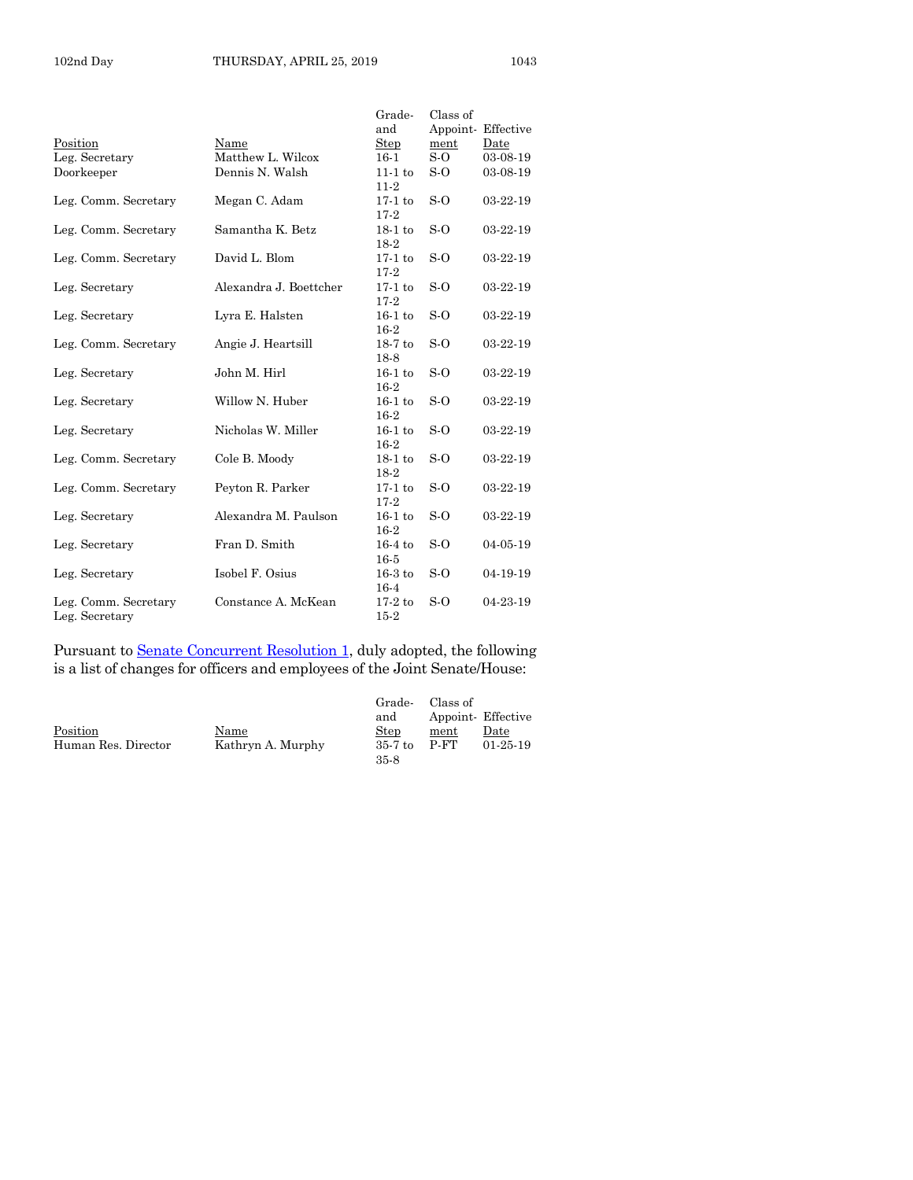| Position | Name | Grade-and Step | Class of Appoint-ment | Effective Date |
|---|---|---|---|---|
| Leg. Secretary | Matthew L. Wilcox | 16-1 | S-O | 03-08-19 |
| Doorkeeper | Dennis N. Walsh | 11-1 to 11-2 | S-O | 03-08-19 |
| Leg. Comm. Secretary | Megan C. Adam | 17-1 to 17-2 | S-O | 03-22-19 |
| Leg. Comm. Secretary | Samantha K. Betz | 18-1 to 18-2 | S-O | 03-22-19 |
| Leg. Comm. Secretary | David L. Blom | 17-1 to 17-2 | S-O | 03-22-19 |
| Leg. Secretary | Alexandra J. Boettcher | 17-1 to 17-2 | S-O | 03-22-19 |
| Leg. Secretary | Lyra E. Halsten | 16-1 to 16-2 | S-O | 03-22-19 |
| Leg. Comm. Secretary | Angie J. Heartsill | 18-7 to 18-8 | S-O | 03-22-19 |
| Leg. Secretary | John M. Hirl | 16-1 to 16-2 | S-O | 03-22-19 |
| Leg. Secretary | Willow N. Huber | 16-1 to 16-2 | S-O | 03-22-19 |
| Leg. Secretary | Nicholas W. Miller | 16-1 to 16-2 | S-O | 03-22-19 |
| Leg. Comm. Secretary | Cole B. Moody | 18-1 to 18-2 | S-O | 03-22-19 |
| Leg. Comm. Secretary | Peyton R. Parker | 17-1 to 17-2 | S-O | 03-22-19 |
| Leg. Secretary | Alexandra M. Paulson | 16-1 to 16-2 | S-O | 03-22-19 |
| Leg. Secretary | Fran D. Smith | 16-4 to 16-5 | S-O | 04-05-19 |
| Leg. Secretary | Isobel F. Osius | 16-3 to 16-4 | S-O | 04-19-19 |
| Leg. Comm. Secretary Leg. Secretary | Constance A. McKean | 17-2 to 15-2 | S-O | 04-23-19 |

Pursuant to Senate Concurrent Resolution 1, duly adopted, the following is a list of changes for officers and employees of the Joint Senate/House:

| Position | Name | Grade-and Step | Class of Appoint-ment | Effective Date |
|---|---|---|---|---|
| Human Res. Director | Kathryn A. Murphy | 35-7 to 35-8 | P-FT | 01-25-19 |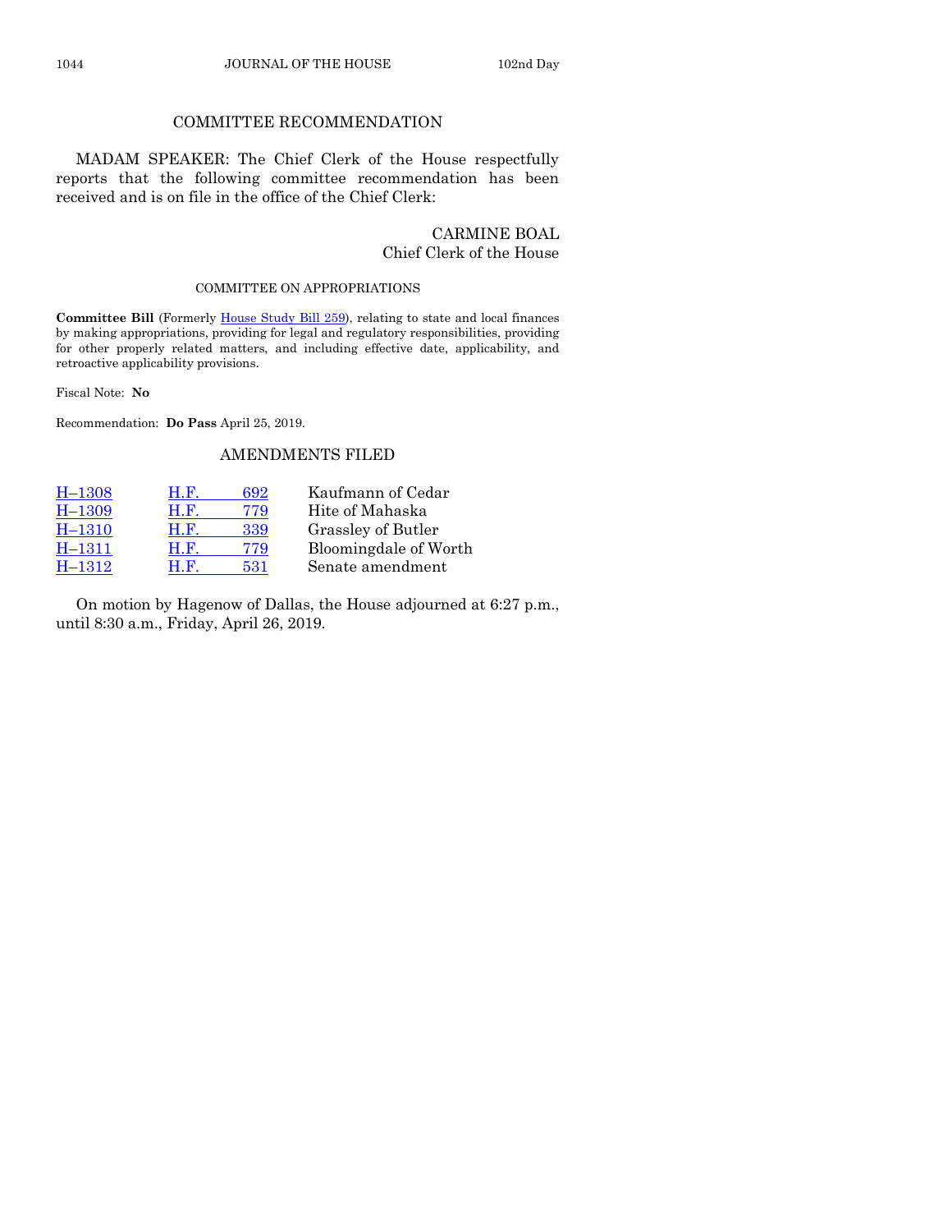## COMMITTEE RECOMMENDATION

MADAM SPEAKER: The Chief Clerk of the House respectfully reports that the following committee recommendation has been received and is on file in the office of the Chief Clerk:

CARMINE BOAL
Chief Clerk of the House

### COMMITTEE ON APPROPRIATIONS

**Committee Bill** (Formerly House Study Bill 259), relating to state and local finances by making appropriations, providing for legal and regulatory responsibilities, providing for other properly related matters, and including effective date, applicability, and retroactive applicability provisions.

Fiscal Note: **No**

Recommendation: **Do Pass** April 25, 2019.

## AMENDMENTS FILED

| | | |
|---|---|---|
| H–1308 | H.F. 692 | Kaufmann of Cedar |
| H–1309 | H.F. 779 | Hite of Mahaska |
| H–1310 | H.F. 339 | Grassley of Butler |
| H–1311 | H.F. 779 | Bloomingdale of Worth |
| H–1312 | H.F. 531 | Senate amendment |

On motion by Hagenow of Dallas, the House adjourned at 6:27 p.m., until 8:30 a.m., Friday, April 26, 2019.